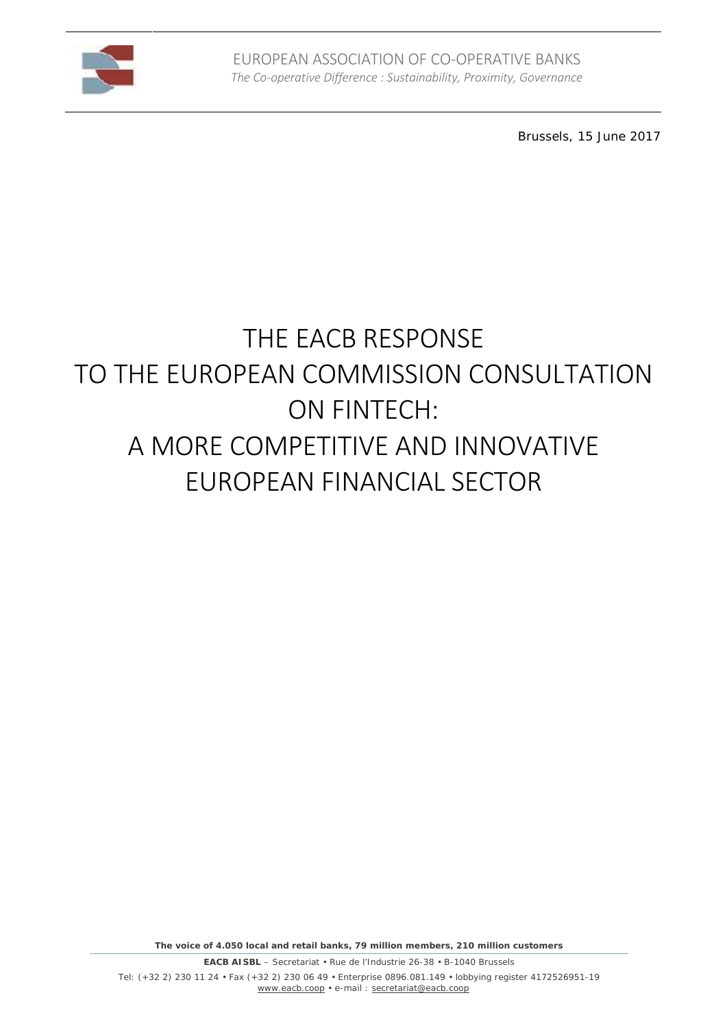EUROPEAN ASSOCIATION OF CO-OPERATIVE BANKS

*The Co-operative Difference : Sustainability, Proximity, Governance*

Brussels, 15 June 2017

# THE EACB RESPONSE TO THE EUROPEAN COMMISSION CONSULTATION ON FINTECH: A MORE COMPETITIVE AND INNOVATIVE EUROPEAN FINANCIAL SECTOR

**The voice of 4.050 local and retail banks, 79 million members, 210 million customers**

**EACB AISBL** – Secretariat • Rue de l'Industrie 26-38 • B-1040 Brussels

Tel: (+32 2) 230 11 24 • Fax (+32 2) 230 06 49 • Enterprise 0896.081.149 • lobbying register 4172526951-19

www.eacb.coop • e-mail : secretariat@eacb.coop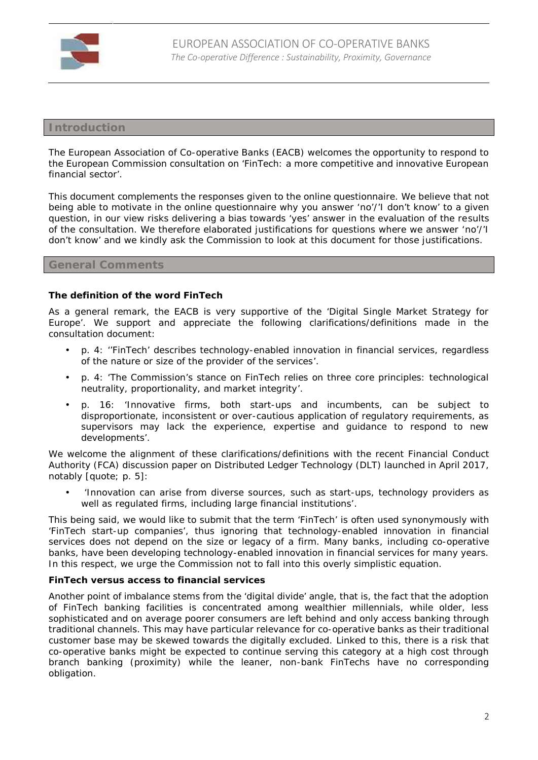## Introduction

The European Association of Co-operative Banks (EACB) welcomes the opportunity to respond to the European Commission consultation on 'FinTech: a more competitive and innovative European financial sector'.

This document complements the responses given to the online questionnaire. We believe that not being able to motivate in the online questionnaire why you answer 'no'/'I don't know' to a given question, in our view risks delivering a bias towards 'yes' answer in the evaluation of the results of the consultation. We therefore elaborated justifications for questions where we answer 'no'/'I don't know' and we kindly ask the Commission to look at this document for those justifications.

## General Comments

**The definition of the word FinTech**

As a general remark, the EACB is very supportive of the 'Digital Single Market Strategy for Europe'. We support and appreciate the following clarifications/definitions made in the consultation document:

- p. 4: ''FinTech' describes technology-enabled innovation in financial services, regardless of the nature or size of the provider of the services'.
- p. 4: 'The Commission's stance on FinTech relies on three core principles: technological neutrality, proportionality, and market integrity'.
- p. 16: 'Innovative firms, both start-ups and incumbents, can be subject to disproportionate, inconsistent or over-cautious application of regulatory requirements, as supervisors may lack the experience, expertise and guidance to respond to new developments'.

We welcome the alignment of these clarifications/definitions with the recent Financial Conduct Authority (FCA) discussion paper on Distributed Ledger Technology (DLT) launched in April 2017, notably [quote; p. 5]:

- 'Innovation can arise from diverse sources, such as start-ups, technology providers as well as regulated firms, including large financial institutions'.

This being said, we would like to submit that the term 'FinTech' is often used synonymously with 'FinTech start-up companies', thus ignoring that technology-enabled innovation in financial services does not depend on the size or legacy of a firm. Many banks, including co-operative banks, have been developing technology-enabled innovation in financial services for many years. In this respect, we urge the Commission not to fall into this overly simplistic equation.

**FinTech versus access to financial services**

Another point of imbalance stems from the 'digital divide' angle, that is, the fact that the adoption of FinTech banking facilities is concentrated among wealthier millennials, while older, less sophisticated and on average poorer consumers are left behind and only access banking through traditional channels. This may have particular relevance for co-operative banks as their traditional customer base may be skewed towards the digitally excluded. Linked to this, there is a risk that co-operative banks might be expected to continue serving this category at a high cost through branch banking (proximity) while the leaner, non-bank FinTechs have no corresponding obligation.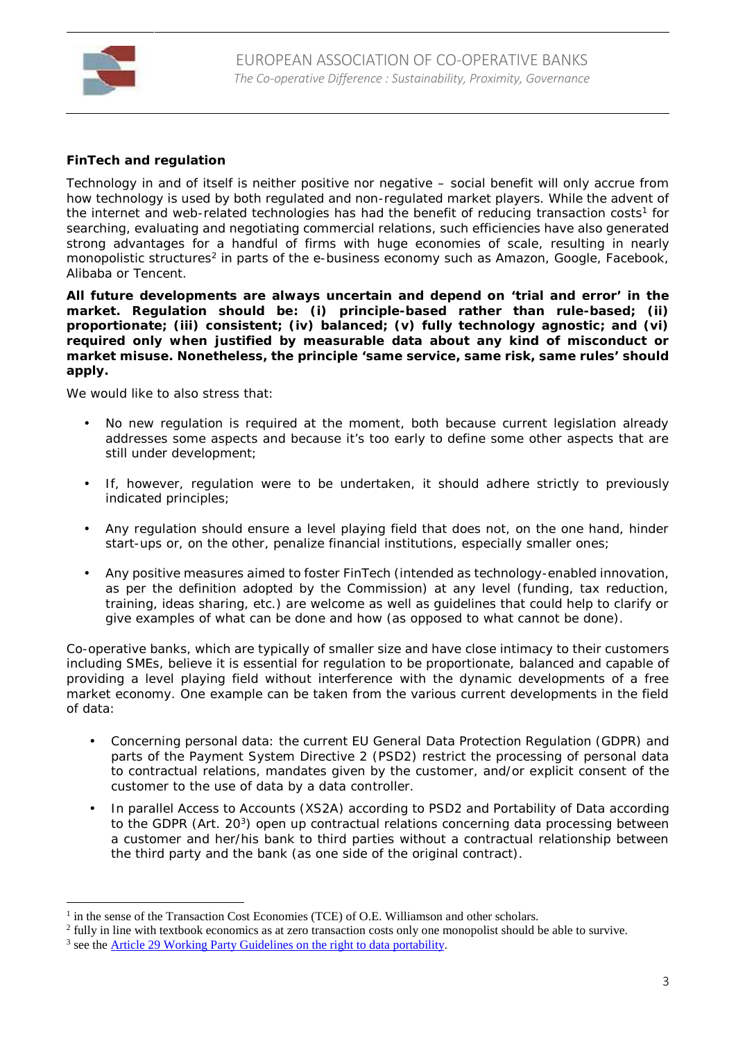**FinTech and regulation**

Technology in and of itself is neither positive nor negative – social benefit will only accrue from how technology is used by both regulated and non-regulated market players. While the advent of the internet and web-related technologies has had the benefit of reducing transaction costs[1] for searching, evaluating and negotiating commercial relations, such efficiencies have also generated strong advantages for a handful of firms with huge economies of scale, resulting in nearly monopolistic structures[2] in parts of the e-business economy such as Amazon, Google, Facebook, Alibaba or Tencent.

**All future developments are always uncertain and depend on 'trial and error' in the market. Regulation should be: (i) principle-based rather than rule-based; (ii) proportionate; (iii) consistent; (iv) balanced; (v) fully technology agnostic; and (vi) required only when justified by measurable data about any kind of misconduct or market misuse. Nonetheless, the principle 'same service, same risk, same rules' should apply.**

We would like to also stress that:

- *No new regulation is required at the moment, both because current legislation already addresses some aspects and because it's too early to define some other aspects that are still under development;*
- *If, however, regulation were to be undertaken, it should adhere strictly to previously indicated principles;*
- *Any regulation should ensure a level playing field that does not, on the one hand, hinder start-ups or, on the other, penalize financial institutions, especially smaller ones;*
- *Any positive measures aimed to foster FinTech (intended as technology-enabled innovation, as per the definition adopted by the Commission) at any level (funding, tax reduction, training, ideas sharing, etc.) are welcome as well as guidelines that could help to clarify or give examples of what can be done and how (as opposed to what cannot be done).*

Co-operative banks, which are typically of smaller size and have close intimacy to their customers including SMEs, believe it is essential for regulation to be proportionate, balanced and capable of providing a level playing field without interference with the dynamic developments of a free market economy. One example can be taken from the various current developments in the field of data:

- Concerning personal data: the current EU General Data Protection Regulation (GDPR) and parts of the Payment System Directive 2 (PSD2) restrict the processing of personal data to contractual relations, mandates given by the customer, and/or explicit consent of the customer to the use of data by a data controller.
- In parallel Access to Accounts (XS2A) according to PSD2 and Portability of Data according to the GDPR (Art. 20[3]) open up contractual relations concerning data processing between a customer and her/his bank to third parties without a contractual relationship between the third party and the bank (as one side of the original contract).

---

[1] in the sense of the Transaction Cost Economies (TCE) of O.E. Williamson and other scholars.

[2] fully in line with textbook economics as at zero transaction costs only one monopolist should be able to survive.

[3] see the Article 29 Working Party Guidelines on the right to data portability.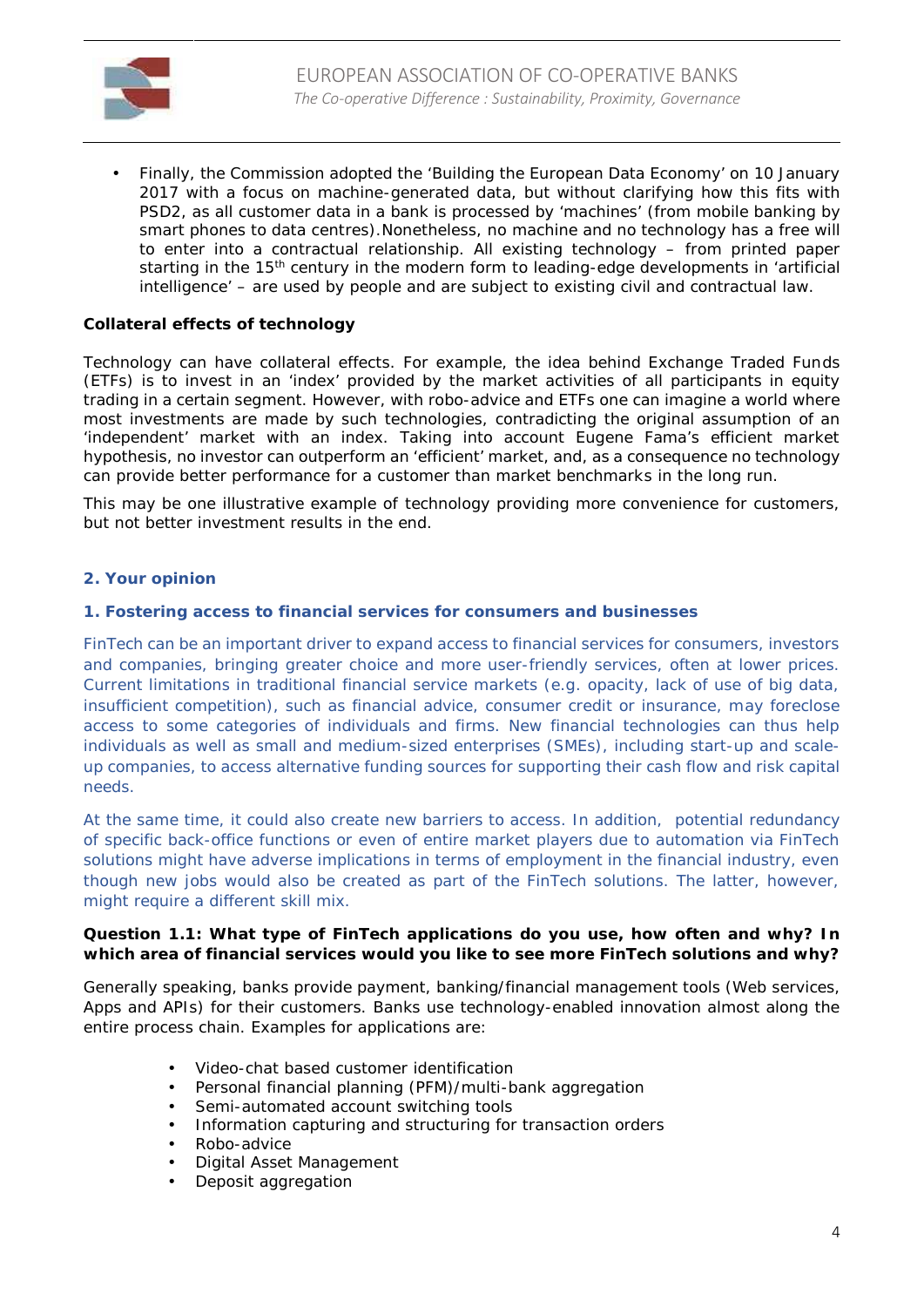- Finally, the Commission adopted the 'Building the European Data Economy' on 10 January 2017 with a focus on machine-generated data, but without clarifying how this fits with PSD2, as all customer data in a bank is processed by 'machines' (from mobile banking by smart phones to data centres).Nonetheless, no machine and no technology has a free will to enter into a contractual relationship. All existing technology – from printed paper starting in the 15th century in the modern form to leading-edge developments in 'artificial intelligence' – are used by people and are subject to existing civil and contractual law.

**Collateral effects of technology**

Technology can have collateral effects. For example, the idea behind Exchange Traded Funds (ETFs) is to invest in an 'index' provided by the market activities of all participants in equity trading in a certain segment. However, with robo-advice and ETFs one can imagine a world where most investments are made by such technologies, contradicting the original assumption of an 'independent' market with an index. Taking into account Eugene Fama's efficient market hypothesis, no investor can outperform an 'efficient' market, and, as a consequence no technology can provide better performance for a customer than market benchmarks in the long run.

This may be one illustrative example of technology providing more convenience for customers, but not better investment results in the end.

## 2. Your opinion

### 1. Fostering access to financial services for consumers and businesses

FinTech can be an important driver to expand access to financial services for consumers, investors and companies, bringing greater choice and more user-friendly services, often at lower prices. Current limitations in traditional financial service markets (e.g. opacity, lack of use of big data, insufficient competition), such as financial advice, consumer credit or insurance, may foreclose access to some categories of individuals and firms. New financial technologies can thus help individuals as well as small and medium-sized enterprises (SMEs), including start-up and scale-up companies, to access alternative funding sources for supporting their cash flow and risk capital needs.

At the same time, it could also create new barriers to access. In addition, potential redundancy of specific back-office functions or even of entire market players due to automation via FinTech solutions might have adverse implications in terms of employment in the financial industry, even though new jobs would also be created as part of the FinTech solutions. The latter, however, might require a different skill mix.

**Question 1.1: What type of FinTech applications do you use, how often and why? In which area of financial services would you like to see more FinTech solutions and why?**

Generally speaking, banks provide payment, banking/financial management tools (Web services, Apps and APIs) for their customers. Banks use technology-enabled innovation almost along the entire process chain. Examples for applications are:

- Video-chat based customer identification
- Personal financial planning (PFM)/multi-bank aggregation
- Semi-automated account switching tools
- Information capturing and structuring for transaction orders
- Robo-advice
- Digital Asset Management
- Deposit aggregation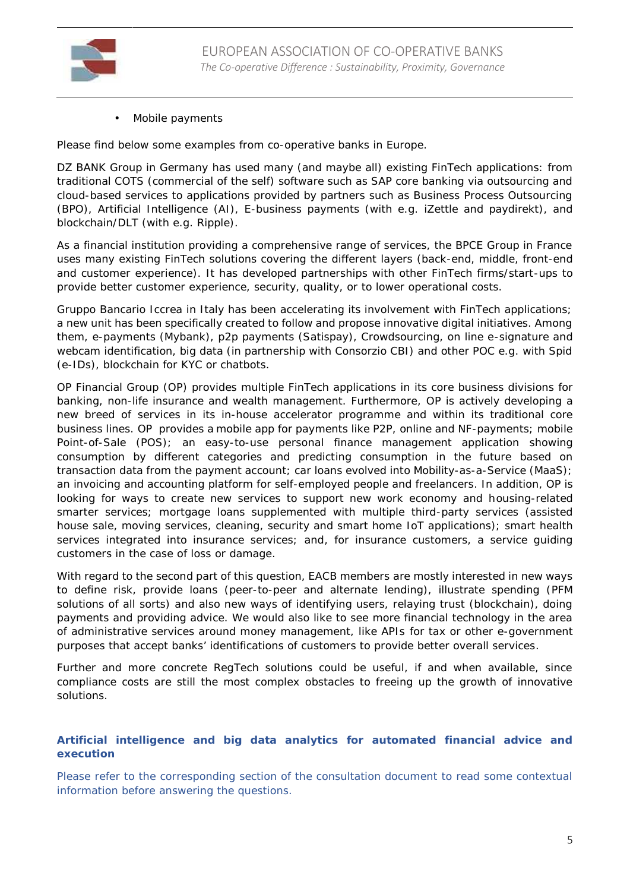- Mobile payments

Please find below some examples from co-operative banks in Europe.

DZ BANK Group in Germany has used many (and maybe all) existing FinTech applications: from traditional COTS (commercial of the self) software such as SAP core banking via outsourcing and cloud-based services to applications provided by partners such as Business Process Outsourcing (BPO), Artificial Intelligence (AI), E-business payments (with e.g. iZettle and paydirekt), and blockchain/DLT (with e.g. Ripple).

As a financial institution providing a comprehensive range of services, the BPCE Group in France uses many existing FinTech solutions covering the different layers (back-end, middle, front-end and customer experience). It has developed partnerships with other FinTech firms/start-ups to provide better customer experience, security, quality, or to lower operational costs.

Gruppo Bancario Iccrea in Italy has been accelerating its involvement with FinTech applications; a new unit has been specifically created to follow and propose innovative digital initiatives. Among them, e-payments (Mybank), p2p payments (Satispay), Crowdsourcing, on line e-signature and webcam identification, big data (in partnership with Consorzio CBI) and other POC e.g. with Spid (e-IDs), blockchain for KYC or chatbots.

OP Financial Group (OP) provides multiple FinTech applications in its core business divisions for banking, non-life insurance and wealth management. Furthermore, OP is actively developing a new breed of services in its in-house accelerator programme and within its traditional core business lines. OP provides a mobile app for payments like P2P, online and NF-payments; mobile Point-of-Sale (POS); an easy-to-use personal finance management application showing consumption by different categories and predicting consumption in the future based on transaction data from the payment account; car loans evolved into Mobility-as-a-Service (MaaS); an invoicing and accounting platform for self-employed people and freelancers. In addition, OP is looking for ways to create new services to support new work economy and housing-related smarter services; mortgage loans supplemented with multiple third-party services (assisted house sale, moving services, cleaning, security and smart home IoT applications); smart health services integrated into insurance services; and, for insurance customers, a service guiding customers in the case of loss or damage.

With regard to the second part of this question, EACB members are mostly interested in new ways to define risk, provide loans (peer-to-peer and alternate lending), illustrate spending (PFM solutions of all sorts) and also new ways of identifying users, relaying trust (blockchain), doing payments and providing advice. We would also like to see more financial technology in the area of administrative services around money management, like APIs for tax or other e-government purposes that accept banks' identifications of customers to provide better overall services.

Further and more concrete RegTech solutions could be useful, if and when available, since compliance costs are still the most complex obstacles to freeing up the growth of innovative solutions.

**Artificial intelligence and big data analytics for automated financial advice and execution**

Please refer to the corresponding section of the consultation document to read some contextual information before answering the questions.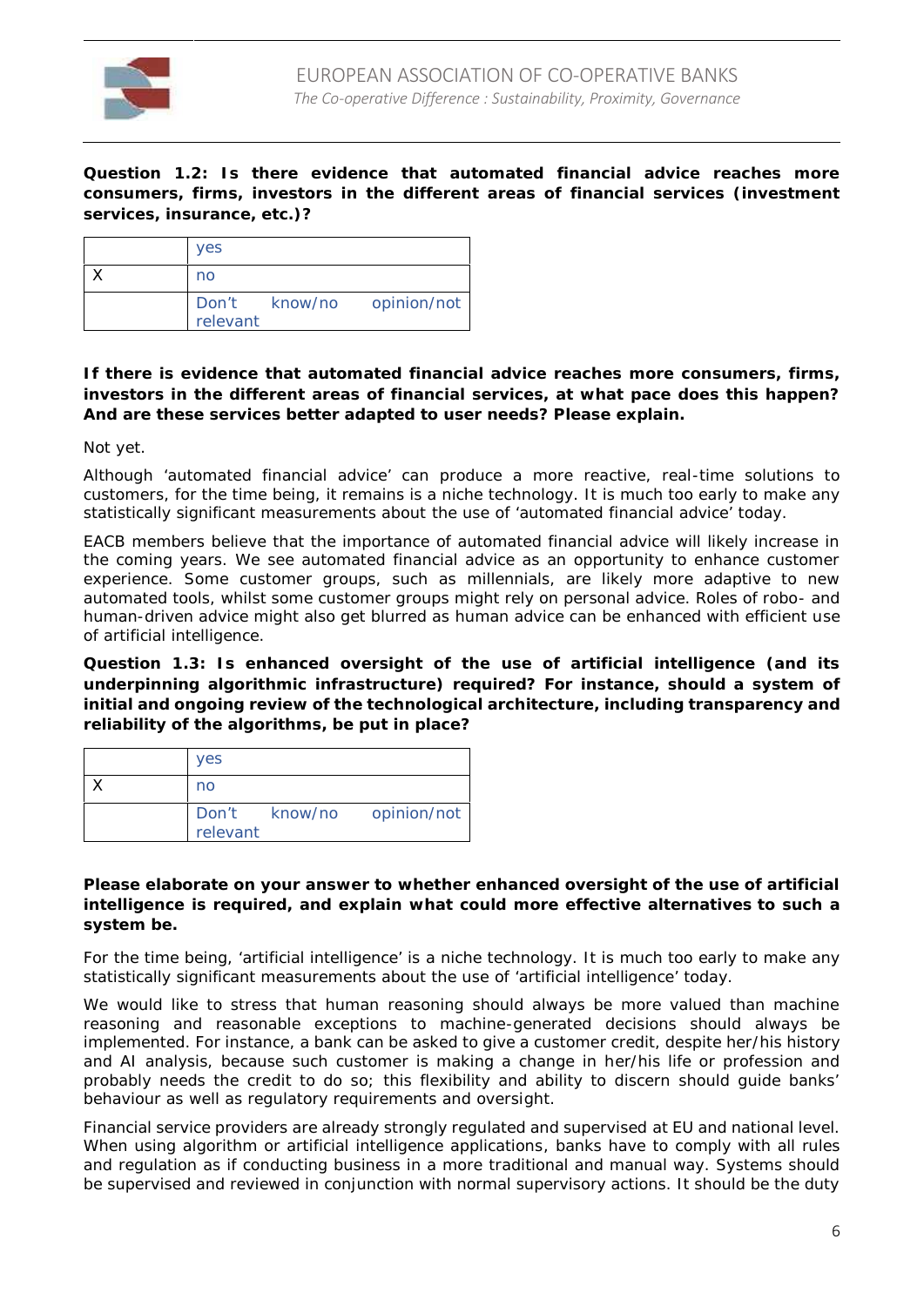**Question 1.2: Is there evidence that automated financial advice reaches more consumers, firms, investors in the different areas of financial services (investment services, insurance, etc.)?**

| | |
|---|---|
| | yes |
| X | no |
| | Don't know/no opinion/not relevant |

**If there is evidence that automated financial advice reaches more consumers, firms, investors in the different areas of financial services, at what pace does this happen? And are these services better adapted to user needs? Please explain.**

Not yet.

Although 'automated financial advice' can produce a more reactive, real-time solutions to customers, for the time being, it remains is a niche technology. It is much too early to make any statistically significant measurements about the use of 'automated financial advice' today.

EACB members believe that the importance of automated financial advice will likely increase in the coming years. We see automated financial advice as an opportunity to enhance customer experience. Some customer groups, such as millennials, are likely more adaptive to new automated tools, whilst some customer groups might rely on personal advice. Roles of robo- and human-driven advice might also get blurred as human advice can be enhanced with efficient use of artificial intelligence.

**Question 1.3: Is enhanced oversight of the use of artificial intelligence (and its underpinning algorithmic infrastructure) required? For instance, should a system of initial and ongoing review of the technological architecture, including transparency and reliability of the algorithms, be put in place?**

| | |
|---|---|
| | yes |
| X | no |
| | Don't know/no opinion/not relevant |

**Please elaborate on your answer to whether enhanced oversight of the use of artificial intelligence is required, and explain what could more effective alternatives to such a system be.**

For the time being, 'artificial intelligence' is a niche technology. It is much too early to make any statistically significant measurements about the use of 'artificial intelligence' today.

We would like to stress that human reasoning should always be more valued than machine reasoning and reasonable exceptions to machine-generated decisions should always be implemented. For instance, a bank can be asked to give a customer credit, despite her/his history and AI analysis, because such customer is making a change in her/his life or profession and probably needs the credit to do so; this flexibility and ability to discern should guide banks' behaviour as well as regulatory requirements and oversight.

Financial service providers are already strongly regulated and supervised at EU and national level. When using algorithm or artificial intelligence applications, banks have to comply with all rules and regulation as if conducting business in a more traditional and manual way. Systems should be supervised and reviewed in conjunction with normal supervisory actions. It should be the duty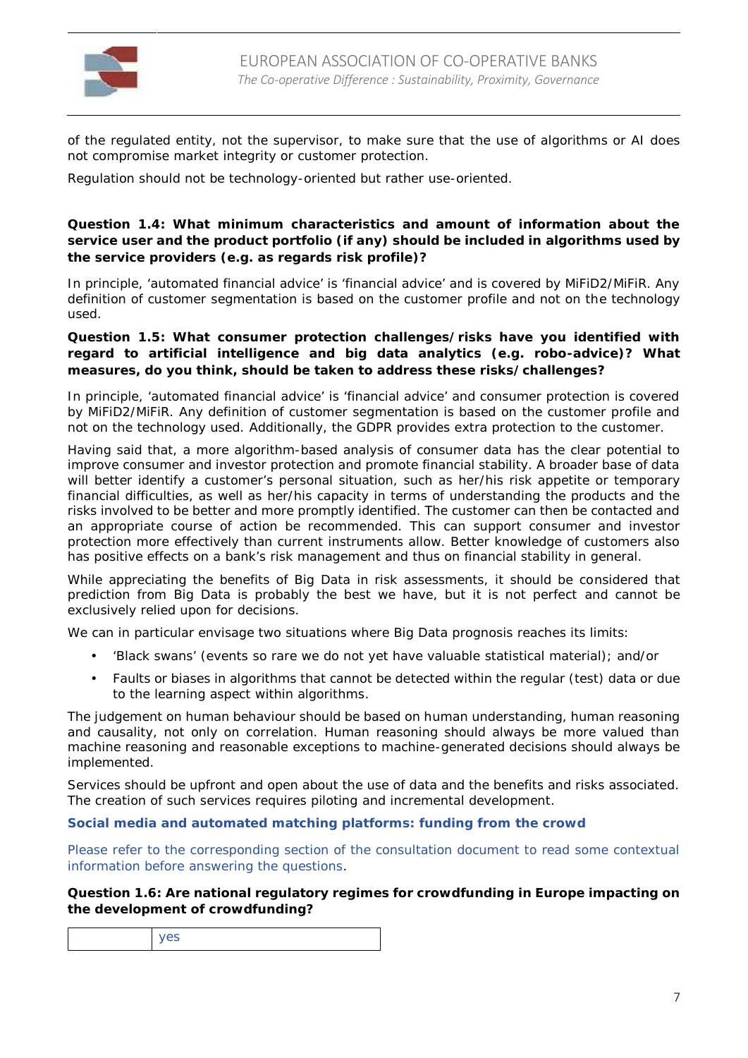of the regulated entity, not the supervisor, to make sure that the use of algorithms or AI does not compromise market integrity or customer protection.

Regulation should not be technology-oriented but rather use-oriented.

**Question 1.4: What minimum characteristics and amount of information about the service user and the product portfolio (if any) should be included in algorithms used by the service providers (e.g. as regards risk profile)?**

In principle, 'automated financial advice' is 'financial advice' and is covered by MiFiD2/MiFiR. Any definition of customer segmentation is based on the customer profile and not on the technology used.

**Question 1.5: What consumer protection challenges/risks have you identified with regard to artificial intelligence and big data analytics (e.g. robo-advice)? What measures, do you think, should be taken to address these risks/challenges?**

In principle, 'automated financial advice' is 'financial advice' and consumer protection is covered by MiFiD2/MiFiR. Any definition of customer segmentation is based on the customer profile and not on the technology used. Additionally, the GDPR provides extra protection to the customer.

Having said that, a more algorithm-based analysis of consumer data has the clear potential to improve consumer and investor protection and promote financial stability. A broader base of data will better identify a customer's personal situation, such as her/his risk appetite or temporary financial difficulties, as well as her/his capacity in terms of understanding the products and the risks involved to be better and more promptly identified. The customer can then be contacted and an appropriate course of action be recommended. This can support consumer and investor protection more effectively than current instruments allow. Better knowledge of customers also has positive effects on a bank's risk management and thus on financial stability in general.

While appreciating the benefits of Big Data in risk assessments, it should be considered that prediction from Big Data is probably the best we have, but it is not perfect and cannot be exclusively relied upon for decisions.

We can in particular envisage two situations where Big Data prognosis reaches its limits:

- 'Black swans' (events so rare we do not yet have valuable statistical material); and/or
- Faults or biases in algorithms that cannot be detected within the regular (test) data or due to the learning aspect within algorithms.

The judgement on human behaviour should be based on human understanding, human reasoning and causality, not only on correlation. Human reasoning should always be more valued than machine reasoning and reasonable exceptions to machine-generated decisions should always be implemented.

Services should be upfront and open about the use of data and the benefits and risks associated. The creation of such services requires piloting and incremental development.

**Social media and automated matching platforms: funding from the crowd**

Please refer to the corresponding section of the consultation document to read some contextual information before answering the questions.

**Question 1.6: Are national regulatory regimes for crowdfunding in Europe impacting on the development of crowdfunding?**

| | yes |
|---|---|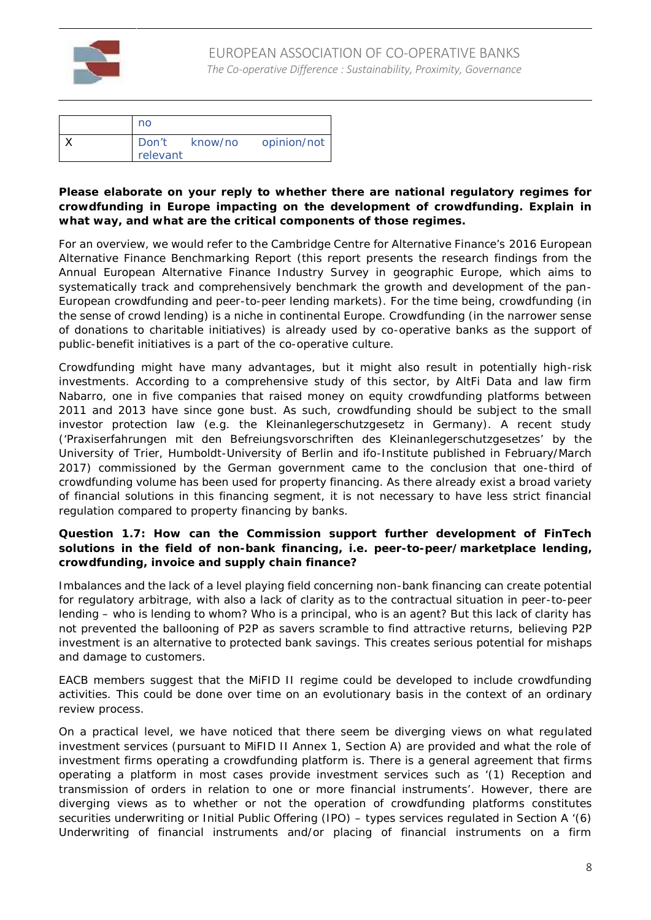| | no |
|---|---|
| X | Don't know/no opinion/not relevant |

**Please elaborate on your reply to whether there are national regulatory regimes for crowdfunding in Europe impacting on the development of crowdfunding. Explain in what way, and what are the critical components of those regimes.**

For an overview, we would refer to the Cambridge Centre for Alternative Finance's 2016 European Alternative Finance Benchmarking Report (this report presents the research findings from the Annual European Alternative Finance Industry Survey in geographic Europe, which aims to systematically track and comprehensively benchmark the growth and development of the pan-European crowdfunding and peer-to-peer lending markets). For the time being, crowdfunding (in the sense of crowd lending) is a niche in continental Europe. Crowdfunding (in the narrower sense of donations to charitable initiatives) is already used by co-operative banks as the support of public-benefit initiatives is a part of the co-operative culture.

Crowdfunding might have many advantages, but it might also result in potentially high-risk investments. According to a comprehensive study of this sector, by AltFi Data and law firm Nabarro, one in five companies that raised money on equity crowdfunding platforms between 2011 and 2013 have since gone bust. As such, crowdfunding should be subject to the small investor protection law (e.g. the Kleinanlegerschutzgesetz in Germany). A recent study ('Praxiserfahrungen mit den Befreiungsvorschriften des Kleinanlegerschutzgesetzes' by the University of Trier, Humboldt-University of Berlin and ifo-Institute published in February/March 2017) commissioned by the German government came to the conclusion that one-third of crowdfunding volume has been used for property financing. As there already exist a broad variety of financial solutions in this financing segment, it is not necessary to have less strict financial regulation compared to property financing by banks.

**Question 1.7: How can the Commission support further development of FinTech solutions in the field of non-bank financing, i.e. peer-to-peer/marketplace lending, crowdfunding, invoice and supply chain finance?**

Imbalances and the lack of a level playing field concerning non-bank financing can create potential for regulatory arbitrage, with also a lack of clarity as to the contractual situation in peer-to-peer lending – who is lending to whom? Who is a principal, who is an agent? But this lack of clarity has not prevented the ballooning of P2P as savers scramble to find attractive returns, believing P2P investment is an alternative to protected bank savings. This creates serious potential for mishaps and damage to customers.

EACB members suggest that the MiFID II regime could be developed to include crowdfunding activities. This could be done over time on an evolutionary basis in the context of an ordinary review process.

On a practical level, we have noticed that there seem be diverging views on what regulated investment services (pursuant to MiFID II Annex 1, Section A) are provided and what the role of investment firms operating a crowdfunding platform is. There is a general agreement that firms operating a platform in most cases provide investment services such as '(1) Reception and transmission of orders in relation to one or more financial instruments'. However, there are diverging views as to whether or not the operation of crowdfunding platforms constitutes securities underwriting or Initial Public Offering (IPO) – types services regulated in Section A '(6) Underwriting of financial instruments and/or placing of financial instruments on a firm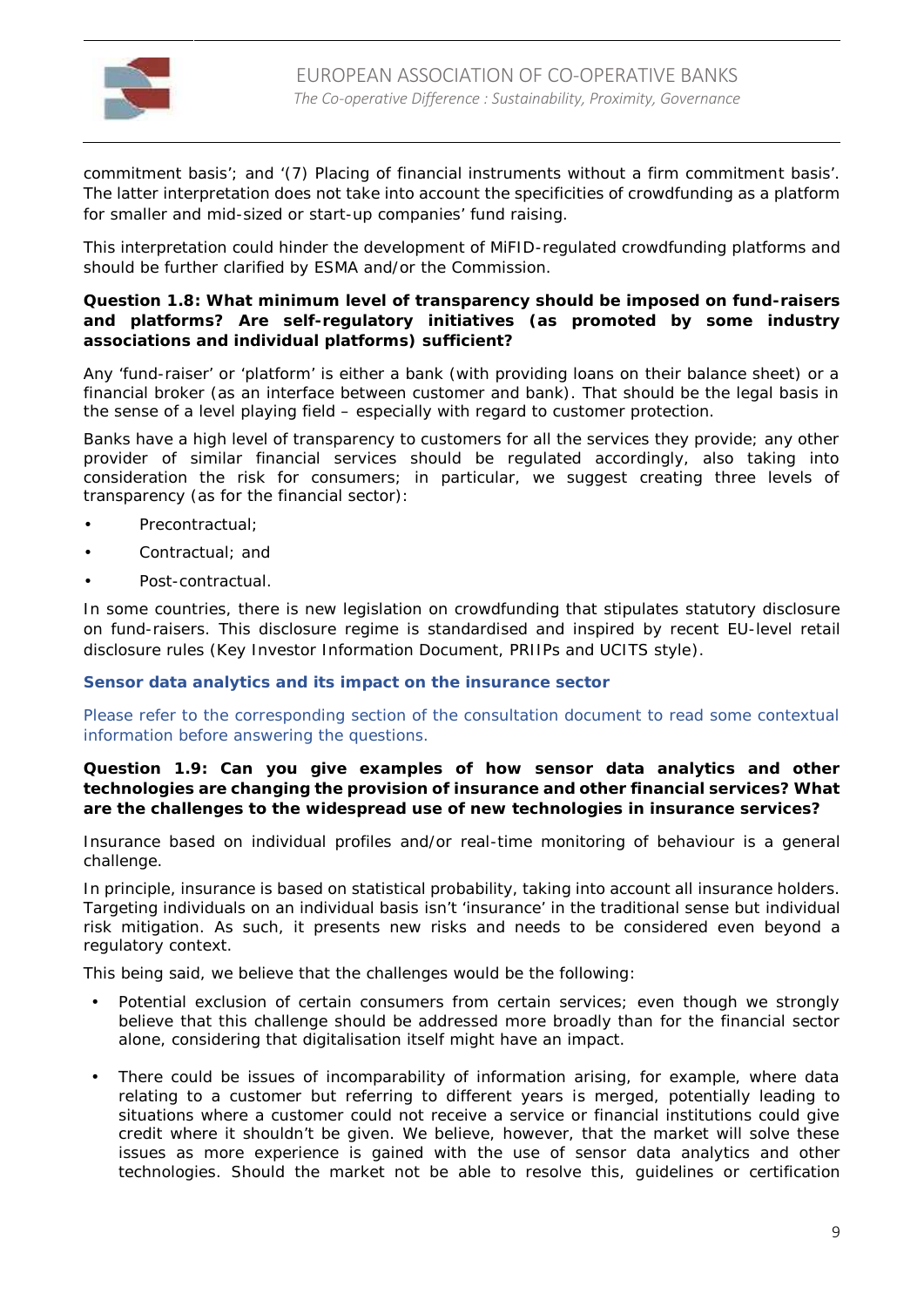commitment basis'; and '(7) Placing of financial instruments without a firm commitment basis'. The latter interpretation does not take into account the specificities of crowdfunding as a platform for smaller and mid-sized or start-up companies' fund raising.

This interpretation could hinder the development of MiFID-regulated crowdfunding platforms and should be further clarified by ESMA and/or the Commission.

**Question 1.8: What minimum level of transparency should be imposed on fund-raisers and platforms? Are self-regulatory initiatives (as promoted by some industry associations and individual platforms) sufficient?**

Any 'fund-raiser' or 'platform' is either a bank (with providing loans on their balance sheet) or a financial broker (as an interface between customer and bank). That should be the legal basis in the sense of a level playing field – especially with regard to customer protection.

Banks have a high level of transparency to customers for all the services they provide; any other provider of similar financial services should be regulated accordingly, also taking into consideration the risk for consumers; in particular, we suggest creating three levels of transparency (as for the financial sector):

- Precontractual;
- Contractual; and
- Post-contractual.

In some countries, there is new legislation on crowdfunding that stipulates statutory disclosure on fund-raisers. This disclosure regime is standardised and inspired by recent EU-level retail disclosure rules (Key Investor Information Document, PRIIPs and UCITS style).

### Sensor data analytics and its impact on the insurance sector

Please refer to the corresponding section of the consultation document to read some contextual information before answering the questions.

**Question 1.9: Can you give examples of how sensor data analytics and other technologies are changing the provision of insurance and other financial services? What are the challenges to the widespread use of new technologies in insurance services?**

Insurance based on individual profiles and/or real-time monitoring of behaviour is a general challenge.

In principle, insurance is based on statistical probability, taking into account all insurance holders. Targeting individuals on an individual basis isn't 'insurance' in the traditional sense but individual risk mitigation. As such, it presents new risks and needs to be considered even beyond a regulatory context.

This being said, we believe that the challenges would be the following:

- Potential exclusion of certain consumers from certain services; even though we strongly believe that this challenge should be addressed more broadly than for the financial sector alone, considering that digitalisation itself might have an impact.

- There could be issues of incomparability of information arising, for example, where data relating to a customer but referring to different years is merged, potentially leading to situations where a customer could not receive a service or financial institutions could give credit where it shouldn't be given. We believe, however, that the market will solve these issues as more experience is gained with the use of sensor data analytics and other technologies. Should the market not be able to resolve this, guidelines or certification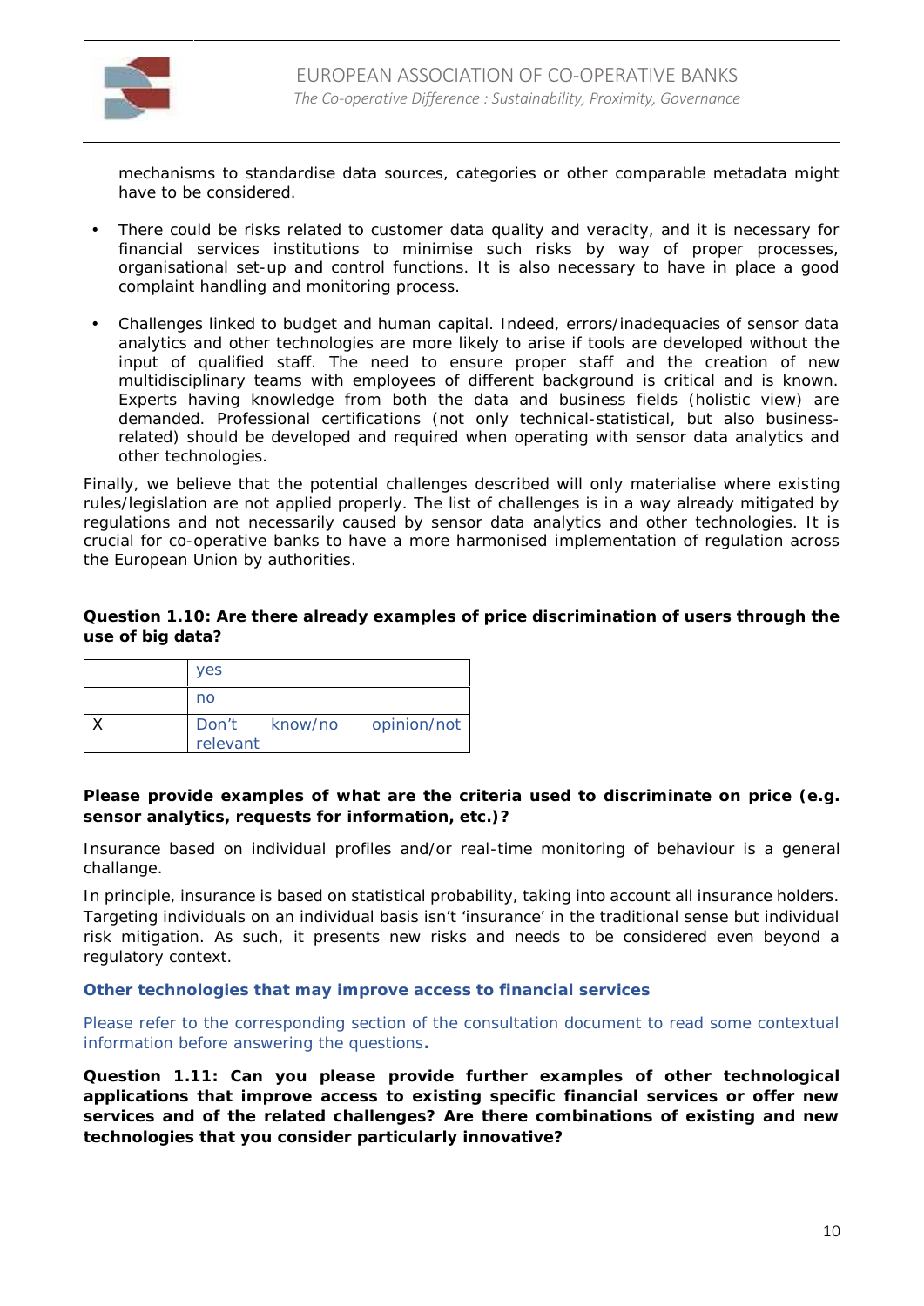mechanisms to standardise data sources, categories or other comparable metadata might have to be considered.

- There could be risks related to customer data quality and veracity, and it is necessary for financial services institutions to minimise such risks by way of proper processes, organisational set-up and control functions. It is also necessary to have in place a good complaint handling and monitoring process.

- Challenges linked to budget and human capital. Indeed, errors/inadequacies of sensor data analytics and other technologies are more likely to arise if tools are developed without the input of qualified staff. The need to ensure proper staff and the creation of new multidisciplinary teams with employees of different background is critical and is known. Experts having knowledge from both the data and business fields (holistic view) are demanded. Professional certifications (not only technical-statistical, but also business-related) should be developed and required when operating with sensor data analytics and other technologies.

Finally, we believe that the potential challenges described will only materialise where existing rules/legislation are not applied properly. The list of challenges is in a way already mitigated by regulations and not necessarily caused by sensor data analytics and other technologies. It is crucial for co-operative banks to have a more harmonised implementation of regulation across the European Union by authorities.

**Question 1.10: Are there already examples of price discrimination of users through the use of big data?**

| | |
|---|---|
| | yes |
| | no |
| X | Don't know/no opinion/not relevant |

**Please provide examples of what are the criteria used to discriminate on price (e.g. sensor analytics, requests for information, etc.)?**

Insurance based on individual profiles and/or real-time monitoring of behaviour is a general challange.

In principle, insurance is based on statistical probability, taking into account all insurance holders. Targeting individuals on an individual basis isn't 'insurance' in the traditional sense but individual risk mitigation. As such, it presents new risks and needs to be considered even beyond a regulatory context.

**Other technologies that may improve access to financial services**

Please refer to the corresponding section of the consultation document to read some contextual information before answering the questions**.**

**Question 1.11: Can you please provide further examples of other technological applications that improve access to existing specific financial services or offer new services and of the related challenges? Are there combinations of existing and new technologies that you consider particularly innovative?**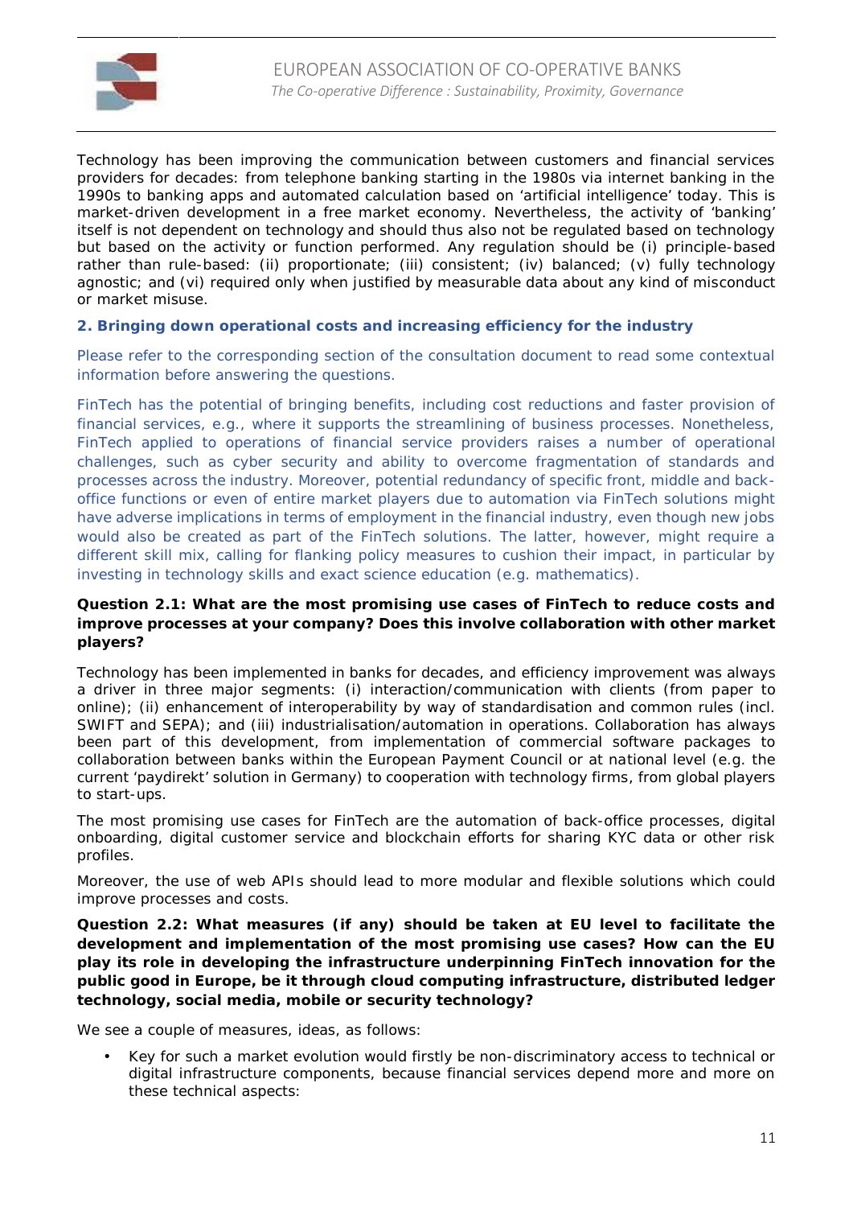Technology has been improving the communication between customers and financial services providers for decades: from telephone banking starting in the 1980s via internet banking in the 1990s to banking apps and automated calculation based on 'artificial intelligence' today. This is market-driven development in a free market economy. Nevertheless, the activity of 'banking' itself is not dependent on technology and should thus also not be regulated based on technology but based on the activity or function performed. Any regulation should be (i) principle-based rather than rule-based: (ii) proportionate; (iii) consistent; (iv) balanced; (v) fully technology agnostic; and (vi) required only when justified by measurable data about any kind of misconduct or market misuse.

### 2. Bringing down operational costs and increasing efficiency for the industry

Please refer to the corresponding section of the consultation document to read some contextual information before answering the questions.

FinTech has the potential of bringing benefits, including cost reductions and faster provision of financial services, e.g., where it supports the streamlining of business processes. Nonetheless, FinTech applied to operations of financial service providers raises a number of operational challenges, such as cyber security and ability to overcome fragmentation of standards and processes across the industry. Moreover, potential redundancy of specific front, middle and back-office functions or even of entire market players due to automation via FinTech solutions might have adverse implications in terms of employment in the financial industry, even though new jobs would also be created as part of the FinTech solutions. The latter, however, might require a different skill mix, calling for flanking policy measures to cushion their impact, in particular by investing in technology skills and exact science education (e.g. mathematics).

**Question 2.1: What are the most promising use cases of FinTech to reduce costs and improve processes at your company? Does this involve collaboration with other market players?**

Technology has been implemented in banks for decades, and efficiency improvement was always a driver in three major segments: (i) interaction/communication with clients (from paper to online); (ii) enhancement of interoperability by way of standardisation and common rules (incl. SWIFT and SEPA); and (iii) industrialisation/automation in operations. Collaboration has always been part of this development, from implementation of commercial software packages to collaboration between banks within the European Payment Council or at national level (e.g. the current 'paydirekt' solution in Germany) to cooperation with technology firms, from global players to start-ups.

The most promising use cases for FinTech are the automation of back-office processes, digital onboarding, digital customer service and blockchain efforts for sharing KYC data or other risk profiles.

Moreover, the use of web APIs should lead to more modular and flexible solutions which could improve processes and costs.

**Question 2.2: What measures (if any) should be taken at EU level to facilitate the development and implementation of the most promising use cases? How can the EU play its role in developing the infrastructure underpinning FinTech innovation for the public good in Europe, be it through cloud computing infrastructure, distributed ledger technology, social media, mobile or security technology?**

We see a couple of measures, ideas, as follows:

- Key for such a market evolution would firstly be non-discriminatory access to technical or digital infrastructure components, because financial services depend more and more on these technical aspects: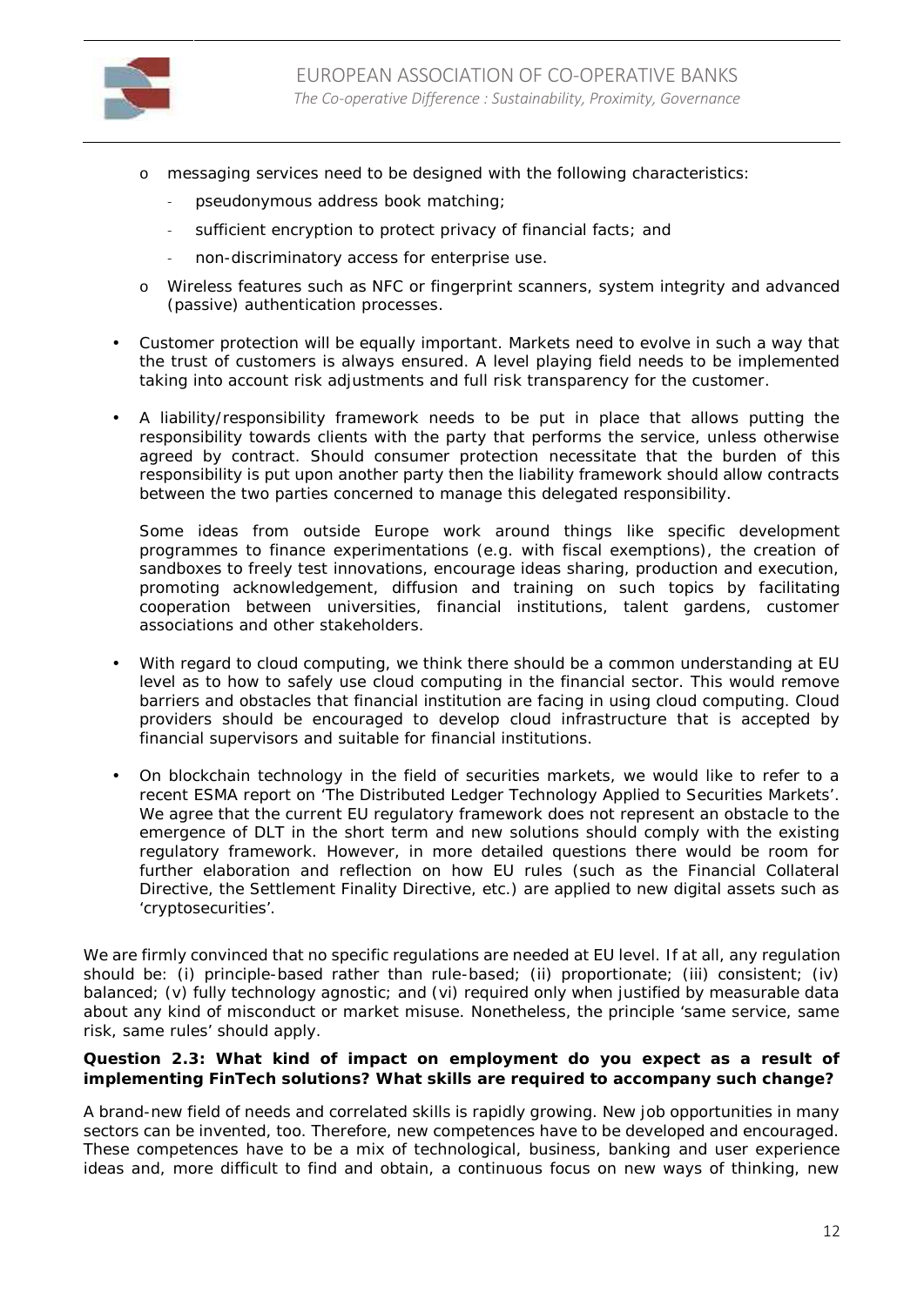- messaging services need to be designed with the following characteristics:
    - pseudonymous address book matching;
    - sufficient encryption to protect privacy of financial facts; and
    - non-discriminatory access for enterprise use.
- Wireless features such as NFC or fingerprint scanners, system integrity and advanced (passive) authentication processes.

- Customer protection will be equally important. Markets need to evolve in such a way that the trust of customers is always ensured. A level playing field needs to be implemented taking into account risk adjustments and full risk transparency for the customer.

- A liability/responsibility framework needs to be put in place that allows putting the responsibility towards clients with the party that performs the service, unless otherwise agreed by contract. Should consumer protection necessitate that the burden of this responsibility is put upon another party then the liability framework should allow contracts between the two parties concerned to manage this delegated responsibility.

  Some ideas from outside Europe work around things like specific development programmes to finance experimentations (e.g. with fiscal exemptions), the creation of sandboxes to freely test innovations, encourage ideas sharing, production and execution, promoting acknowledgement, diffusion and training on such topics by facilitating cooperation between universities, financial institutions, talent gardens, customer associations and other stakeholders.

- With regard to cloud computing, we think there should be a common understanding at EU level as to how to safely use cloud computing in the financial sector. This would remove barriers and obstacles that financial institution are facing in using cloud computing. Cloud providers should be encouraged to develop cloud infrastructure that is accepted by financial supervisors and suitable for financial institutions.

- On blockchain technology in the field of securities markets, we would like to refer to a recent ESMA report on 'The Distributed Ledger Technology Applied to Securities Markets'. We agree that the current EU regulatory framework does not represent an obstacle to the emergence of DLT in the short term and new solutions should comply with the existing regulatory framework. However, in more detailed questions there would be room for further elaboration and reflection on how EU rules (such as the Financial Collateral Directive, the Settlement Finality Directive, etc.) are applied to new digital assets such as 'cryptosecurities'.

We are firmly convinced that no specific regulations are needed at EU level. If at all, any regulation should be: (i) principle-based rather than rule-based; (ii) proportionate; (iii) consistent; (iv) balanced; (v) fully technology agnostic; and (vi) required only when justified by measurable data about any kind of misconduct or market misuse. Nonetheless, the principle 'same service, same risk, same rules' should apply.

**Question 2.3: What kind of impact on employment do you expect as a result of implementing FinTech solutions? What skills are required to accompany such change?**

A brand-new field of needs and correlated skills is rapidly growing. New job opportunities in many sectors can be invented, too. Therefore, new competences have to be developed and encouraged. These competences have to be a mix of technological, business, banking and user experience ideas and, more difficult to find and obtain, a continuous focus on new ways of thinking, new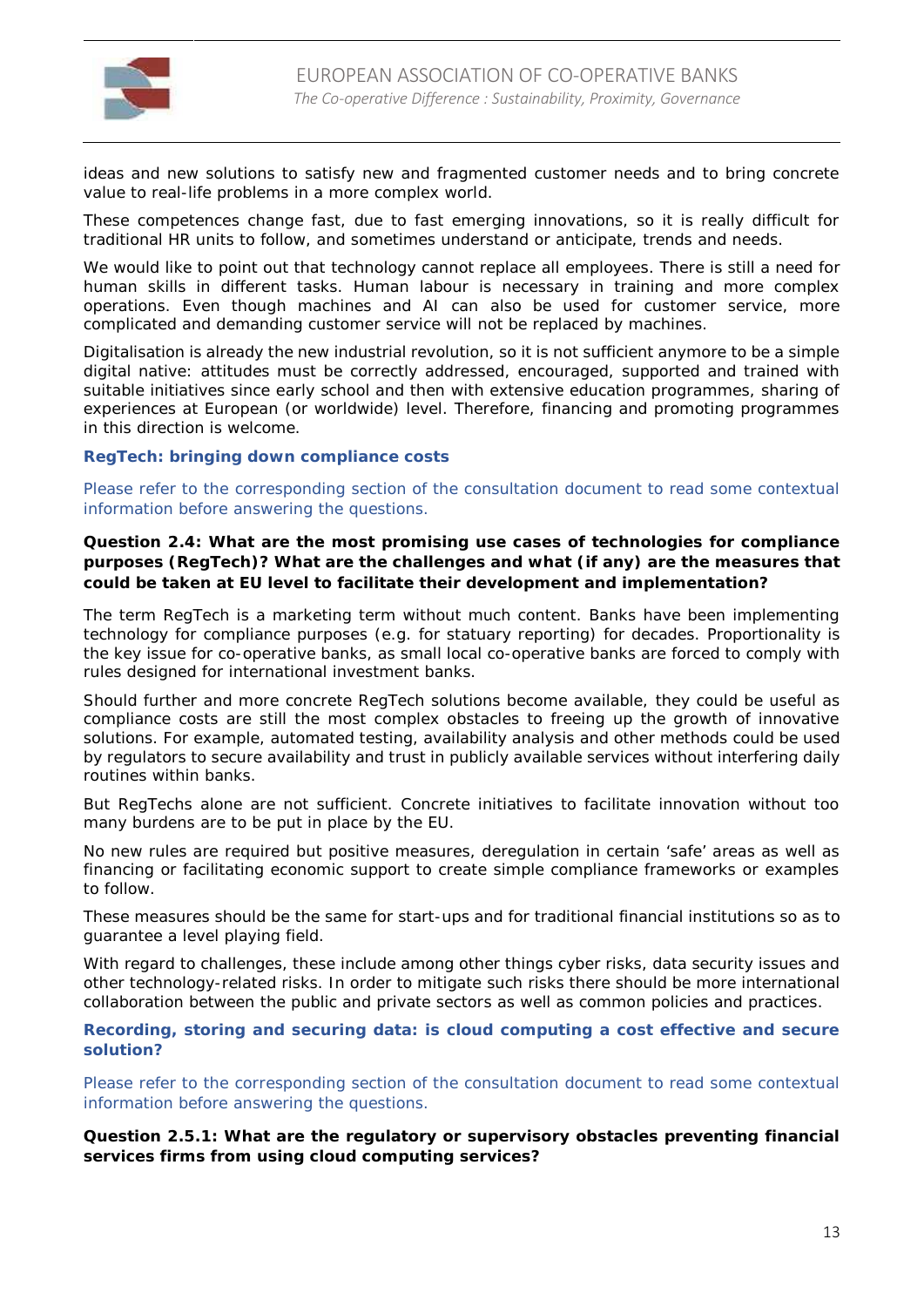ideas and new solutions to satisfy new and fragmented customer needs and to bring concrete value to real-life problems in a more complex world.

These competences change fast, due to fast emerging innovations, so it is really difficult for traditional HR units to follow, and sometimes understand or anticipate, trends and needs.

We would like to point out that technology cannot replace all employees. There is still a need for human skills in different tasks. Human labour is necessary in training and more complex operations. Even though machines and AI can also be used for customer service, more complicated and demanding customer service will not be replaced by machines.

Digitalisation is already the new industrial revolution, so it is not sufficient anymore to be a simple digital native: attitudes must be correctly addressed, encouraged, supported and trained with suitable initiatives since early school and then with extensive education programmes, sharing of experiences at European (or worldwide) level. Therefore, financing and promoting programmes in this direction is welcome.

### RegTech: bringing down compliance costs

Please refer to the corresponding section of the consultation document to read some contextual information before answering the questions.

**Question 2.4: What are the most promising use cases of technologies for compliance purposes (RegTech)? What are the challenges and what (if any) are the measures that could be taken at EU level to facilitate their development and implementation?**

The term RegTech is a marketing term without much content. Banks have been implementing technology for compliance purposes (e.g. for statuary reporting) for decades. Proportionality is the key issue for co-operative banks, as small local co-operative banks are forced to comply with rules designed for international investment banks.

Should further and more concrete RegTech solutions become available, they could be useful as compliance costs are still the most complex obstacles to freeing up the growth of innovative solutions. For example, automated testing, availability analysis and other methods could be used by regulators to secure availability and trust in publicly available services without interfering daily routines within banks.

But RegTechs alone are not sufficient. Concrete initiatives to facilitate innovation without too many burdens are to be put in place by the EU.

No new rules are required but positive measures, deregulation in certain 'safe' areas as well as financing or facilitating economic support to create simple compliance frameworks or examples to follow.

These measures should be the same for start-ups and for traditional financial institutions so as to guarantee a level playing field.

With regard to challenges, these include among other things cyber risks, data security issues and other technology-related risks. In order to mitigate such risks there should be more international collaboration between the public and private sectors as well as common policies and practices.

### Recording, storing and securing data: is cloud computing a cost effective and secure solution?

Please refer to the corresponding section of the consultation document to read some contextual information before answering the questions.

**Question 2.5.1: What are the regulatory or supervisory obstacles preventing financial services firms from using cloud computing services?**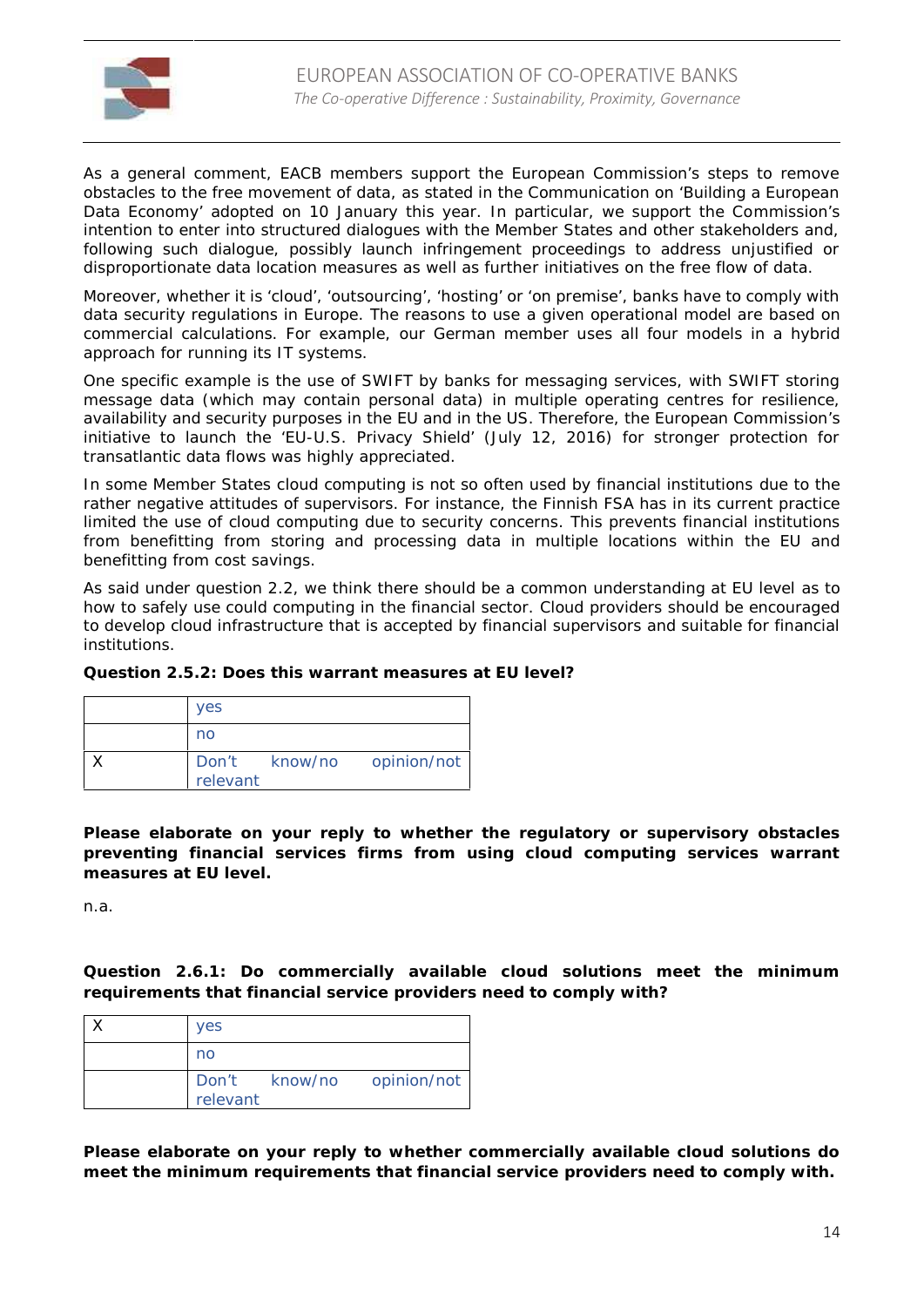As a general comment, EACB members support the European Commission's steps to remove obstacles to the free movement of data, as stated in the Communication on 'Building a European Data Economy' adopted on 10 January this year. In particular, we support the Commission's intention to enter into structured dialogues with the Member States and other stakeholders and, following such dialogue, possibly launch infringement proceedings to address unjustified or disproportionate data location measures as well as further initiatives on the free flow of data.

Moreover, whether it is 'cloud', 'outsourcing', 'hosting' or 'on premise', banks have to comply with data security regulations in Europe. The reasons to use a given operational model are based on commercial calculations. For example, our German member uses all four models in a hybrid approach for running its IT systems.

One specific example is the use of SWIFT by banks for messaging services, with SWIFT storing message data (which may contain personal data) in multiple operating centres for resilience, availability and security purposes in the EU and in the US. Therefore, the European Commission's initiative to launch the 'EU-U.S. Privacy Shield' (July 12, 2016) for stronger protection for transatlantic data flows was highly appreciated.

In some Member States cloud computing is not so often used by financial institutions due to the rather negative attitudes of supervisors. For instance, the Finnish FSA has in its current practice limited the use of cloud computing due to security concerns. This prevents financial institutions from benefitting from storing and processing data in multiple locations within the EU and benefitting from cost savings.

As said under question 2.2, we think there should be a common understanding at EU level as to how to safely use could computing in the financial sector. Cloud providers should be encouraged to develop cloud infrastructure that is accepted by financial supervisors and suitable for financial institutions.

**Question 2.5.2: Does this warrant measures at EU level?**

| | |
|---|---|
| | yes |
| | no |
| X | Don't know/no opinion/not relevant |

**Please elaborate on your reply to whether the regulatory or supervisory obstacles preventing financial services firms from using cloud computing services warrant measures at EU level.**

n.a.

**Question 2.6.1: Do commercially available cloud solutions meet the minimum requirements that financial service providers need to comply with?**

| | |
|---|---|
| X | yes |
| | no |
| | Don't know/no opinion/not relevant |

**Please elaborate on your reply to whether commercially available cloud solutions do meet the minimum requirements that financial service providers need to comply with.**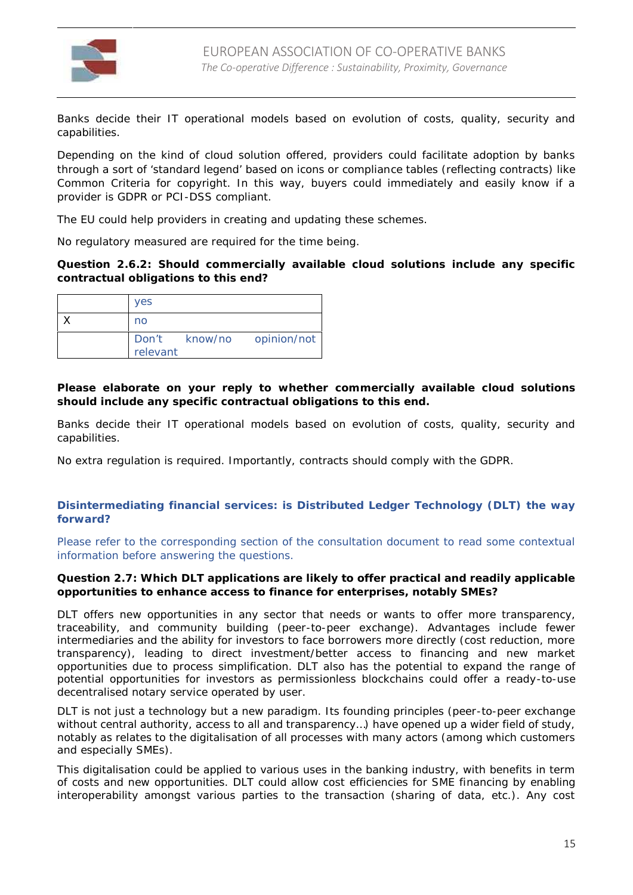Banks decide their IT operational models based on evolution of costs, quality, security and capabilities.

Depending on the kind of cloud solution offered, providers could facilitate adoption by banks through a sort of 'standard legend' based on icons or compliance tables (reflecting contracts) like Common Criteria for copyright. In this way, buyers could immediately and easily know if a provider is GDPR or PCI-DSS compliant.

The EU could help providers in creating and updating these schemes.

No regulatory measured are required for the time being.

**Question 2.6.2: Should commercially available cloud solutions include any specific contractual obligations to this end?**

| | |
|---|---|
| | yes |
| X | no |
| | Don't know/no opinion/not relevant |

**Please elaborate on your reply to whether commercially available cloud solutions should include any specific contractual obligations to this end.**

Banks decide their IT operational models based on evolution of costs, quality, security and capabilities.

No extra regulation is required. Importantly, contracts should comply with the GDPR.

### Disintermediating financial services: is Distributed Ledger Technology (DLT) the way forward?

Please refer to the corresponding section of the consultation document to read some contextual information before answering the questions.

**Question 2.7: Which DLT applications are likely to offer practical and readily applicable opportunities to enhance access to finance for enterprises, notably SMEs?**

DLT offers new opportunities in any sector that needs or wants to offer more transparency, traceability, and community building (peer-to-peer exchange). Advantages include fewer intermediaries and the ability for investors to face borrowers more directly (cost reduction, more transparency), leading to direct investment/better access to financing and new market opportunities due to process simplification. DLT also has the potential to expand the range of potential opportunities for investors as permissionless blockchains could offer a ready-to-use decentralised notary service operated by user.

DLT is not just a technology but a new paradigm. Its founding principles (peer-to-peer exchange without central authority, access to all and transparency…) have opened up a wider field of study, notably as relates to the digitalisation of all processes with many actors (among which customers and especially SMEs).

This digitalisation could be applied to various uses in the banking industry, with benefits in term of costs and new opportunities. DLT could allow cost efficiencies for SME financing by enabling interoperability amongst various parties to the transaction (sharing of data, etc.). Any cost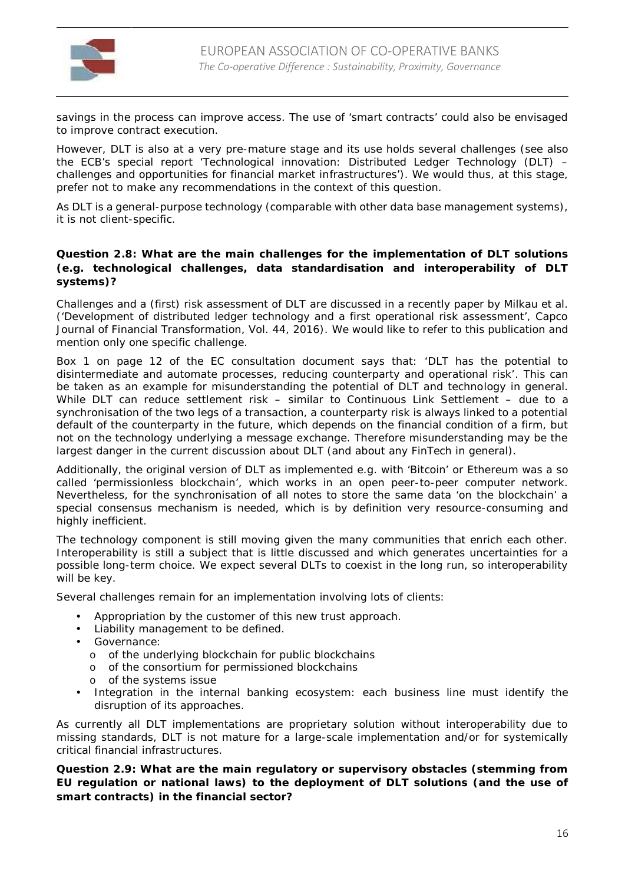savings in the process can improve access. The use of 'smart contracts' could also be envisaged to improve contract execution.

However, DLT is also at a very pre-mature stage and its use holds several challenges (see also the ECB's special report 'Technological innovation: Distributed Ledger Technology (DLT) – challenges and opportunities for financial market infrastructures'). We would thus, at this stage, prefer not to make any recommendations in the context of this question.

As DLT is a general-purpose technology (comparable with other data base management systems), it is not client-specific.

**Question 2.8: What are the main challenges for the implementation of DLT solutions (e.g. technological challenges, data standardisation and interoperability of DLT systems)?**

Challenges and a (first) risk assessment of DLT are discussed in a recently paper by Milkau et al. ('Development of distributed ledger technology and a first operational risk assessment', Capco Journal of Financial Transformation, Vol. 44, 2016). We would like to refer to this publication and mention only one specific challenge.

Box 1 on page 12 of the EC consultation document says that: 'DLT has the potential to disintermediate and automate processes, reducing counterparty and operational risk'. This can be taken as an example for misunderstanding the potential of DLT and technology in general. While DLT can reduce settlement risk – similar to Continuous Link Settlement – due to a synchronisation of the two legs of a transaction, a counterparty risk is always linked to a potential default of the counterparty in the future, which depends on the financial condition of a firm, but not on the technology underlying a message exchange. Therefore misunderstanding may be the largest danger in the current discussion about DLT (and about any FinTech in general).

Additionally, the original version of DLT as implemented e.g. with 'Bitcoin' or Ethereum was a so called 'permissionless blockchain', which works in an open peer-to-peer computer network. Nevertheless, for the synchronisation of all notes to store the same data 'on the blockchain' a special consensus mechanism is needed, which is by definition very resource-consuming and highly inefficient.

The technology component is still moving given the many communities that enrich each other. Interoperability is still a subject that is little discussed and which generates uncertainties for a possible long-term choice. We expect several DLTs to coexist in the long run, so interoperability will be key.

Several challenges remain for an implementation involving lots of clients:

- Appropriation by the customer of this new trust approach.
- Liability management to be defined.
- Governance:
  - of the underlying blockchain for public blockchains
  - of the consortium for permissioned blockchains
  - of the systems issue
- Integration in the internal banking ecosystem: each business line must identify the disruption of its approaches.

As currently all DLT implementations are proprietary solution without interoperability due to missing standards, DLT is not mature for a large-scale implementation and/or for systemically critical financial infrastructures.

**Question 2.9: What are the main regulatory or supervisory obstacles (stemming from EU regulation or national laws) to the deployment of DLT solutions (and the use of smart contracts) in the financial sector?**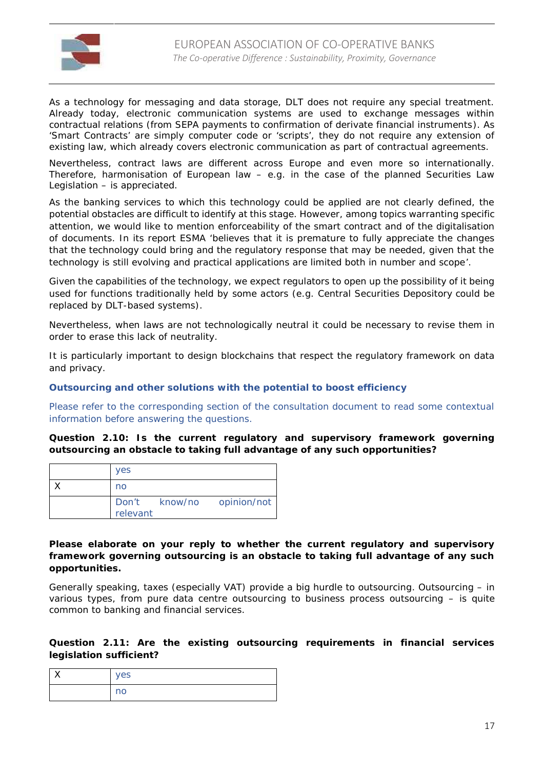As a technology for messaging and data storage, DLT does not require any special treatment. Already today, electronic communication systems are used to exchange messages within contractual relations (from SEPA payments to confirmation of derivate financial instruments). As 'Smart Contracts' are simply computer code or 'scripts', they do not require any extension of existing law, which already covers electronic communication as part of contractual agreements.

Nevertheless, contract laws are different across Europe and even more so internationally. Therefore, harmonisation of European law – e.g. in the case of the planned Securities Law Legislation – is appreciated.

As the banking services to which this technology could be applied are not clearly defined, the potential obstacles are difficult to identify at this stage. However, among topics warranting specific attention, we would like to mention enforceability of the smart contract and of the digitalisation of documents. In its report ESMA 'believes that it is premature to fully appreciate the changes that the technology could bring and the regulatory response that may be needed, given that the technology is still evolving and practical applications are limited both in number and scope'.

Given the capabilities of the technology, we expect regulators to open up the possibility of it being used for functions traditionally held by some actors (e.g. Central Securities Depository could be replaced by DLT-based systems).

Nevertheless, when laws are not technologically neutral it could be necessary to revise them in order to erase this lack of neutrality.

It is particularly important to design blockchains that respect the regulatory framework on data and privacy.

### Outsourcing and other solutions with the potential to boost efficiency

Please refer to the corresponding section of the consultation document to read some contextual information before answering the questions.

**Question 2.10: Is the current regulatory and supervisory framework governing outsourcing an obstacle to taking full advantage of any such opportunities?**

| | |
|---|---|
| | yes |
| X | no |
| | Don't know/no opinion/not relevant |

**Please elaborate on your reply to whether the current regulatory and supervisory framework governing outsourcing is an obstacle to taking full advantage of any such opportunities.**

Generally speaking, taxes (especially VAT) provide a big hurdle to outsourcing. Outsourcing – in various types, from pure data centre outsourcing to business process outsourcing – is quite common to banking and financial services.

**Question 2.11: Are the existing outsourcing requirements in financial services legislation sufficient?**

| | |
|---|---|
| X | yes |
| | no |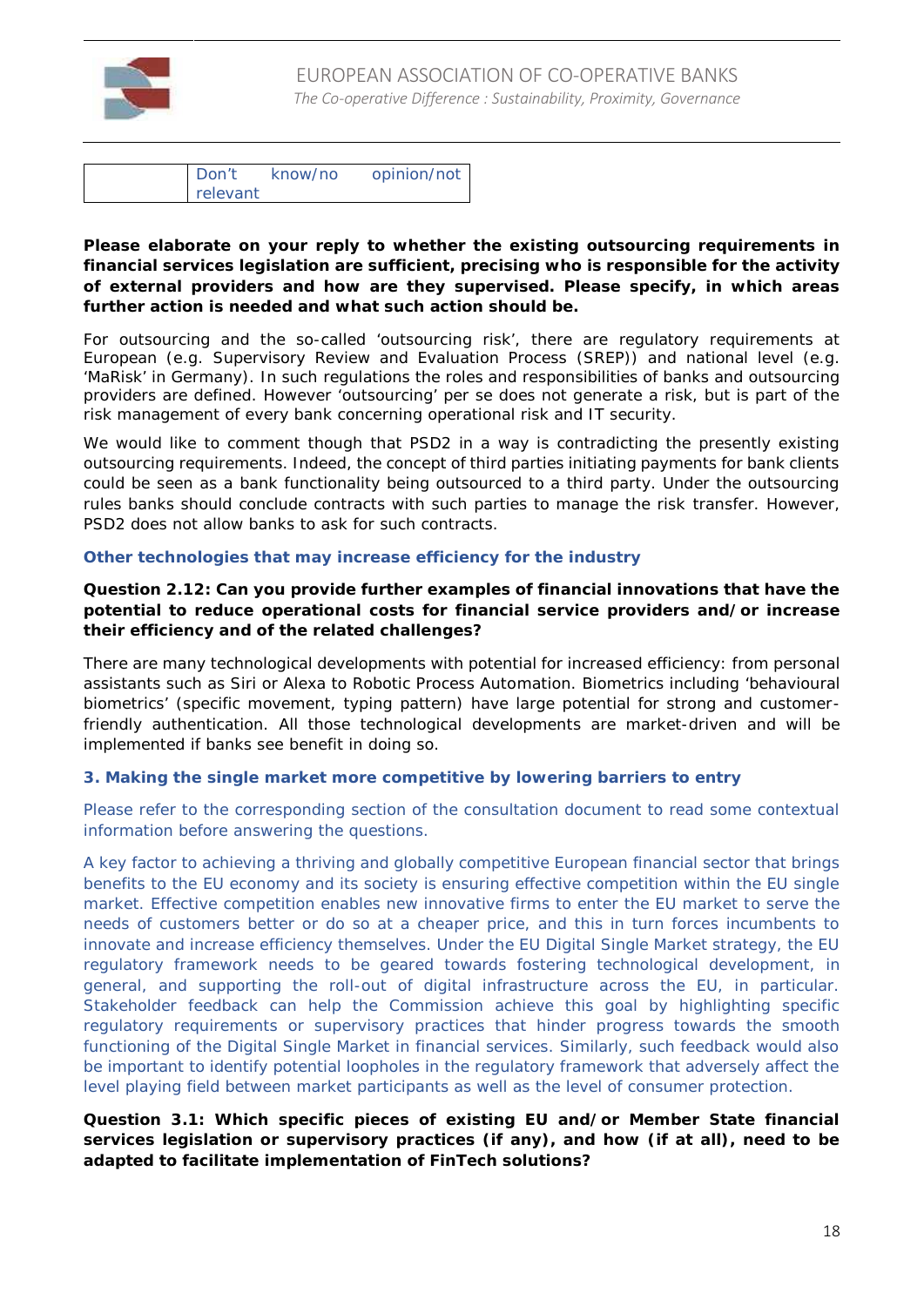| | Don't know/no opinion/not relevant |
|---|---|

**Please elaborate on your reply to whether the existing outsourcing requirements in financial services legislation are sufficient, precising who is responsible for the activity of external providers and how are they supervised. Please specify, in which areas further action is needed and what such action should be.**

For outsourcing and the so-called 'outsourcing risk', there are regulatory requirements at European (e.g. Supervisory Review and Evaluation Process (SREP)) and national level (e.g. 'MaRisk' in Germany). In such regulations the roles and responsibilities of banks and outsourcing providers are defined. However 'outsourcing' per se does not generate a risk, but is part of the risk management of every bank concerning operational risk and IT security.

We would like to comment though that PSD2 in a way is contradicting the presently existing outsourcing requirements. Indeed, the concept of third parties initiating payments for bank clients could be seen as a bank functionality being outsourced to a third party. Under the outsourcing rules banks should conclude contracts with such parties to manage the risk transfer. However, PSD2 does not allow banks to ask for such contracts.

#### Other technologies that may increase efficiency for the industry

**Question 2.12: Can you provide further examples of financial innovations that have the potential to reduce operational costs for financial service providers and/or increase their efficiency and of the related challenges?**

There are many technological developments with potential for increased efficiency: from personal assistants such as Siri or Alexa to Robotic Process Automation. Biometrics including 'behavioural biometrics' (specific movement, typing pattern) have large potential for strong and customer-friendly authentication. All those technological developments are market-driven and will be implemented if banks see benefit in doing so.

### 3. Making the single market more competitive by lowering barriers to entry

Please refer to the corresponding section of the consultation document to read some contextual information before answering the questions.

A key factor to achieving a thriving and globally competitive European financial sector that brings benefits to the EU economy and its society is ensuring effective competition within the EU single market. Effective competition enables new innovative firms to enter the EU market to serve the needs of customers better or do so at a cheaper price, and this in turn forces incumbents to innovate and increase efficiency themselves. Under the EU Digital Single Market strategy, the EU regulatory framework needs to be geared towards fostering technological development, in general, and supporting the roll-out of digital infrastructure across the EU, in particular. Stakeholder feedback can help the Commission achieve this goal by highlighting specific regulatory requirements or supervisory practices that hinder progress towards the smooth functioning of the Digital Single Market in financial services. Similarly, such feedback would also be important to identify potential loopholes in the regulatory framework that adversely affect the level playing field between market participants as well as the level of consumer protection.

**Question 3.1: Which specific pieces of existing EU and/or Member State financial services legislation or supervisory practices (if any), and how (if at all), need to be adapted to facilitate implementation of FinTech solutions?**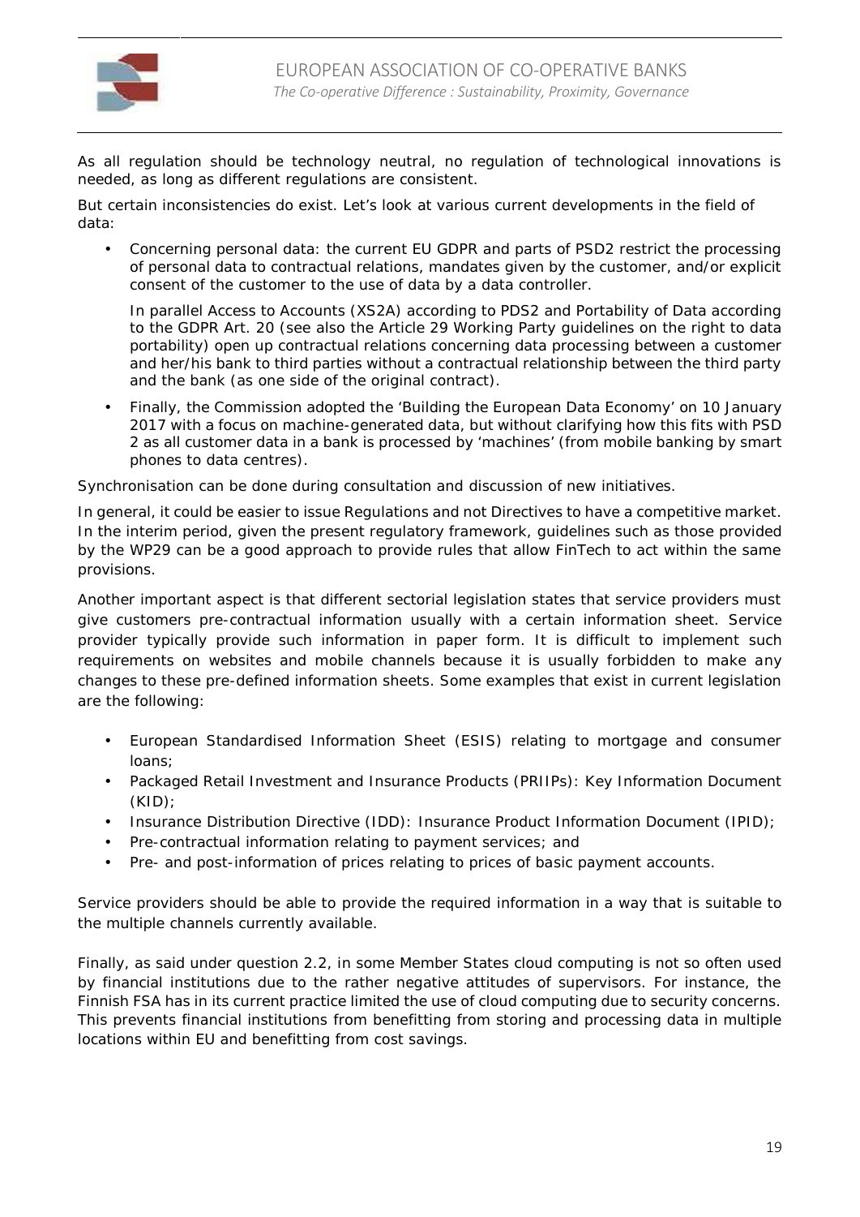As all regulation should be technology neutral, no regulation of technological innovations is needed, as long as different regulations are consistent.

But certain inconsistencies do exist. Let's look at various current developments in the field of data:

- Concerning personal data: the current EU GDPR and parts of PSD2 restrict the processing of personal data to contractual relations, mandates given by the customer, and/or explicit consent of the customer to the use of data by a data controller.

  In parallel Access to Accounts (XS2A) according to PDS2 and Portability of Data according to the GDPR Art. 20 (see also the Article 29 Working Party guidelines on the right to data portability) open up contractual relations concerning data processing between a customer and her/his bank to third parties without a contractual relationship between the third party and the bank (as one side of the original contract).

- Finally, the Commission adopted the 'Building the European Data Economy' on 10 January 2017 with a focus on machine-generated data, but without clarifying how this fits with PSD 2 as all customer data in a bank is processed by 'machines' (from mobile banking by smart phones to data centres).

Synchronisation can be done during consultation and discussion of new initiatives.

In general, it could be easier to issue Regulations and not Directives to have a competitive market. In the interim period, given the present regulatory framework, guidelines such as those provided by the WP29 can be a good approach to provide rules that allow FinTech to act within the same provisions.

Another important aspect is that different sectorial legislation states that service providers must give customers pre-contractual information usually with a certain information sheet. Service provider typically provide such information in paper form. It is difficult to implement such requirements on websites and mobile channels because it is usually forbidden to make any changes to these pre-defined information sheets. Some examples that exist in current legislation are the following:

- European Standardised Information Sheet (ESIS) relating to mortgage and consumer loans;
- Packaged Retail Investment and Insurance Products (PRIIPs): Key Information Document (KID);
- Insurance Distribution Directive (IDD): Insurance Product Information Document (IPID);
- Pre-contractual information relating to payment services; and
- Pre- and post-information of prices relating to prices of basic payment accounts.

Service providers should be able to provide the required information in a way that is suitable to the multiple channels currently available.

Finally, as said under question 2.2, in some Member States cloud computing is not so often used by financial institutions due to the rather negative attitudes of supervisors. For instance, the Finnish FSA has in its current practice limited the use of cloud computing due to security concerns. This prevents financial institutions from benefitting from storing and processing data in multiple locations within EU and benefitting from cost savings.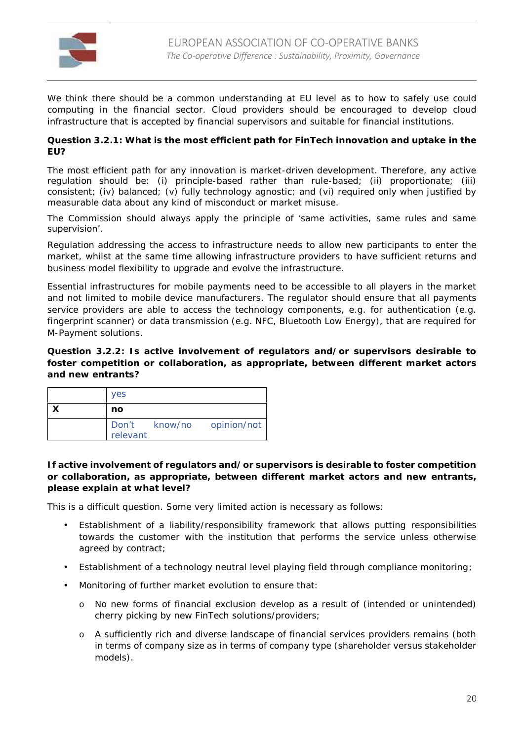We think there should be a common understanding at EU level as to how to safely use could computing in the financial sector. Cloud providers should be encouraged to develop cloud infrastructure that is accepted by financial supervisors and suitable for financial institutions.

**Question 3.2.1: What is the most efficient path for FinTech innovation and uptake in the EU?**

The most efficient path for any innovation is market-driven development. Therefore, any active regulation should be: (i) principle-based rather than rule-based; (ii) proportionate; (iii) consistent; (iv) balanced; (v) fully technology agnostic; and (vi) required only when justified by measurable data about any kind of misconduct or market misuse.

The Commission should always apply the principle of 'same activities, same rules and same supervision'.

Regulation addressing the access to infrastructure needs to allow new participants to enter the market, whilst at the same time allowing infrastructure providers to have sufficient returns and business model flexibility to upgrade and evolve the infrastructure.

Essential infrastructures for mobile payments need to be accessible to all players in the market and not limited to mobile device manufacturers. The regulator should ensure that all payments service providers are able to access the technology components, e.g. for authentication (e.g. fingerprint scanner) or data transmission (e.g. NFC, Bluetooth Low Energy), that are required for M-Payment solutions.

**Question 3.2.2: Is active involvement of regulators and/or supervisors desirable to foster competition or collaboration, as appropriate, between different market actors and new entrants?**

| | |
|---|---|
| | yes |
| X | **no** |
| | Don't know/no opinion/not relevant |

**If active involvement of regulators and/or supervisors is desirable to foster competition or collaboration, as appropriate, between different market actors and new entrants, please explain at what level?**

This is a difficult question. Some very limited action is necessary as follows:

- Establishment of a liability/responsibility framework that allows putting responsibilities towards the customer with the institution that performs the service unless otherwise agreed by contract;
- Establishment of a technology neutral level playing field through compliance monitoring;
- Monitoring of further market evolution to ensure that:
  - No new forms of financial exclusion develop as a result of (intended or unintended) cherry picking by new FinTech solutions/providers;
  - A sufficiently rich and diverse landscape of financial services providers remains (both in terms of company size as in terms of company type (shareholder versus stakeholder models).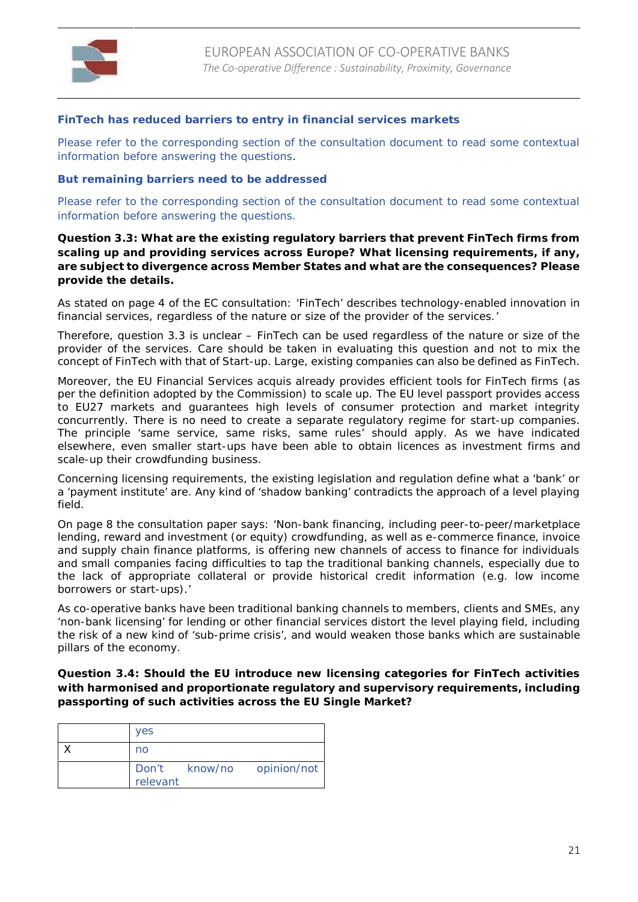**FinTech has reduced barriers to entry in financial services markets**

Please refer to the corresponding section of the consultation document to read some contextual information before answering the questions.

**But remaining barriers need to be addressed**

Please refer to the corresponding section of the consultation document to read some contextual information before answering the questions.

**Question 3.3: What are the existing regulatory barriers that prevent FinTech firms from scaling up and providing services across Europe? What licensing requirements, if any, are subject to divergence across Member States and what are the consequences? Please provide the details.**

As stated on page 4 of the EC consultation: 'FinTech' describes technology-enabled innovation in financial services, regardless of the nature or size of the provider of the services.'

Therefore, question 3.3 is unclear – FinTech can be used regardless of the nature or size of the provider of the services. Care should be taken in evaluating this question and not to mix the concept of FinTech with that of Start-up. Large, existing companies can also be defined as FinTech.

Moreover, the EU Financial Services acquis already provides efficient tools for FinTech firms (as per the definition adopted by the Commission) to scale up. The EU level passport provides access to EU27 markets and guarantees high levels of consumer protection and market integrity concurrently. There is no need to create a separate regulatory regime for start-up companies. The principle 'same service, same risks, same rules' should apply. As we have indicated elsewhere, even smaller start-ups have been able to obtain licences as investment firms and scale-up their crowdfunding business.

Concerning licensing requirements, the existing legislation and regulation define what a 'bank' or a 'payment institute' are. Any kind of 'shadow banking' contradicts the approach of a level playing field.

On page 8 the consultation paper says: 'Non-bank financing, including peer-to-peer/marketplace lending, reward and investment (or equity) crowdfunding, as well as e-commerce finance, invoice and supply chain finance platforms, is offering new channels of access to finance for individuals and small companies facing difficulties to tap the traditional banking channels, especially due to the lack of appropriate collateral or provide historical credit information (e.g. low income borrowers or start-ups).'

As co-operative banks have been traditional banking channels to members, clients and SMEs, any 'non-bank licensing' for lending or other financial services distort the level playing field, including the risk of a new kind of 'sub-prime crisis', and would weaken those banks which are sustainable pillars of the economy.

**Question 3.4: Should the EU introduce new licensing categories for FinTech activities with harmonised and proportionate regulatory and supervisory requirements, including passporting of such activities across the EU Single Market?**

| | |
|---|---|
| | yes |
| X | no |
| | Don't know/no opinion/not relevant |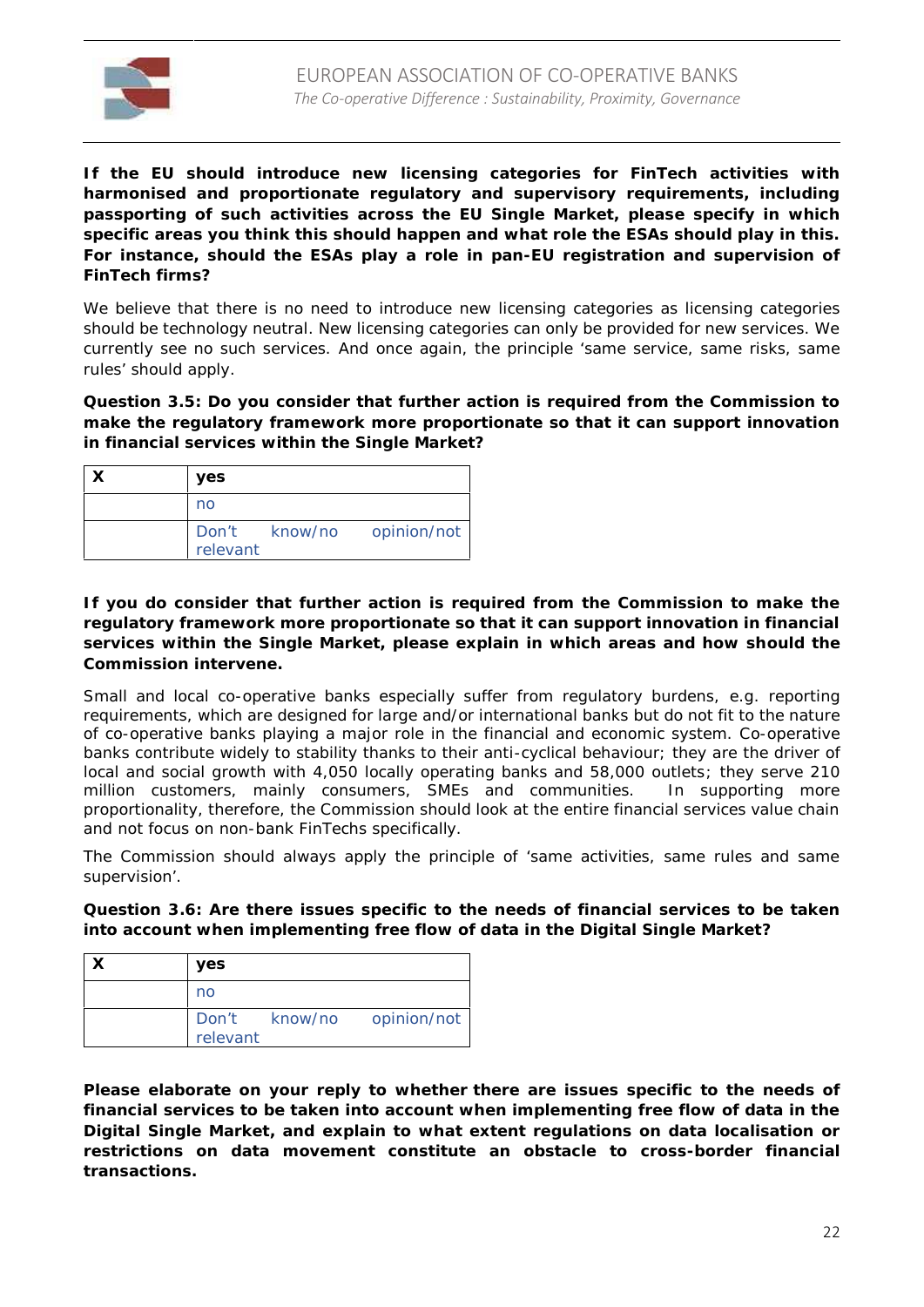**If the EU should introduce new licensing categories for FinTech activities with harmonised and proportionate regulatory and supervisory requirements, including passporting of such activities across the EU Single Market, please specify in which specific areas you think this should happen and what role the ESAs should play in this. For instance, should the ESAs play a role in pan-EU registration and supervision of FinTech firms?**

We believe that there is no need to introduce new licensing categories as licensing categories should be technology neutral. New licensing categories can only be provided for new services. We currently see no such services. And once again, the principle 'same service, same risks, same rules' should apply.

**Question 3.5: Do you consider that further action is required from the Commission to make the regulatory framework more proportionate so that it can support innovation in financial services within the Single Market?**

| X | yes |
|---|---|
| | no |
| | Don't know/no opinion/not relevant |

**If you do consider that further action is required from the Commission to make the regulatory framework more proportionate so that it can support innovation in financial services within the Single Market, please explain in which areas and how should the Commission intervene.**

Small and local co-operative banks especially suffer from regulatory burdens, e.g. reporting requirements, which are designed for large and/or international banks but do not fit to the nature of co-operative banks playing a major role in the financial and economic system. Co-operative banks contribute widely to stability thanks to their anti-cyclical behaviour; they are the driver of local and social growth with 4,050 locally operating banks and 58,000 outlets; they serve 210 million customers, mainly consumers, SMEs and communities. In supporting more proportionality, therefore, the Commission should look at the entire financial services value chain and not focus on non-bank FinTechs specifically.

The Commission should always apply the principle of 'same activities, same rules and same supervision'.

**Question 3.6: Are there issues specific to the needs of financial services to be taken into account when implementing free flow of data in the Digital Single Market?**

| X | yes |
|---|---|
| | no |
| | Don't know/no opinion/not relevant |

**Please elaborate on your reply to whether there are issues specific to the needs of financial services to be taken into account when implementing free flow of data in the Digital Single Market, and explain to what extent regulations on data localisation or restrictions on data movement constitute an obstacle to cross-border financial transactions.**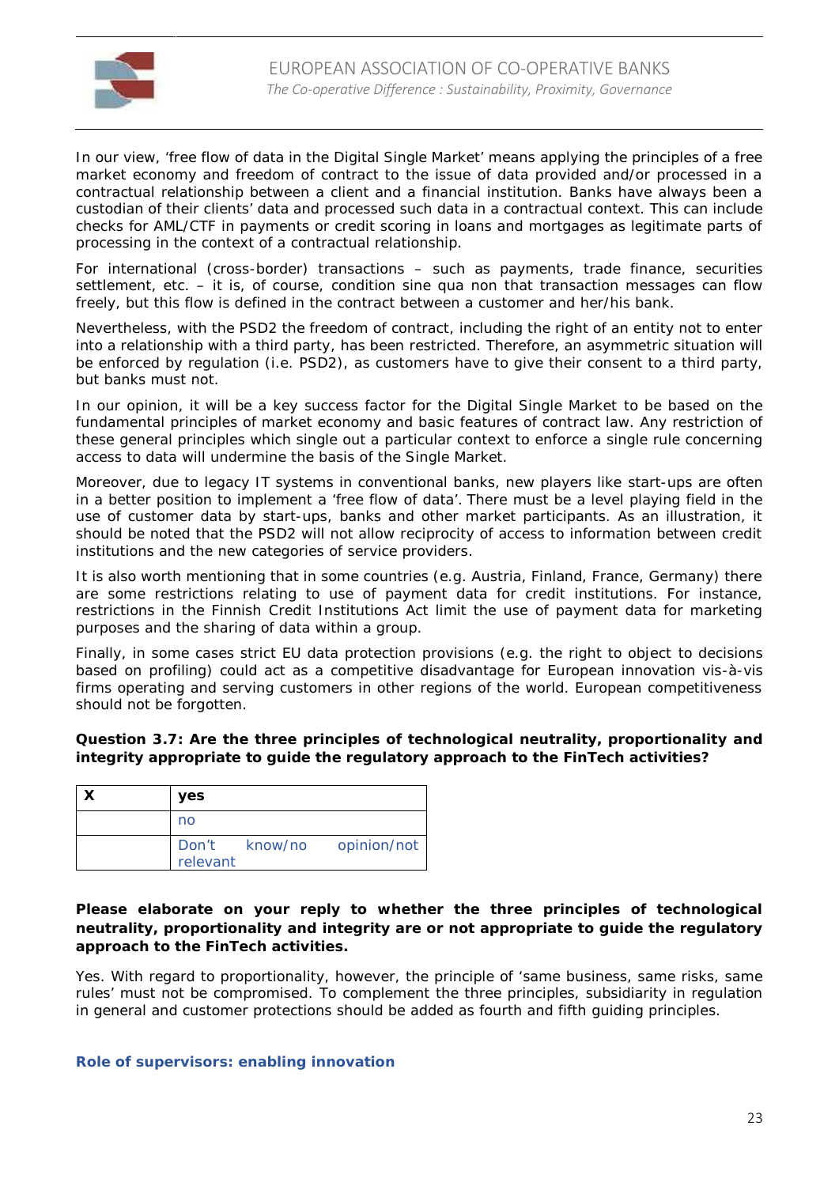In our view, 'free flow of data in the Digital Single Market' means applying the principles of a free market economy and freedom of contract to the issue of data provided and/or processed in a contractual relationship between a client and a financial institution. Banks have always been a custodian of their clients' data and processed such data in a contractual context. This can include checks for AML/CTF in payments or credit scoring in loans and mortgages as legitimate parts of processing in the context of a contractual relationship.

For international (cross-border) transactions – such as payments, trade finance, securities settlement, etc. – it is, of course, condition sine qua non that transaction messages can flow freely, but this flow is defined in the contract between a customer and her/his bank.

Nevertheless, with the PSD2 the freedom of contract, including the right of an entity not to enter into a relationship with a third party, has been restricted. Therefore, an asymmetric situation will be enforced by regulation (i.e. PSD2), as customers have to give their consent to a third party, but banks must not.

In our opinion, it will be a key success factor for the Digital Single Market to be based on the fundamental principles of market economy and basic features of contract law. Any restriction of these general principles which single out a particular context to enforce a single rule concerning access to data will undermine the basis of the Single Market.

Moreover, due to legacy IT systems in conventional banks, new players like start-ups are often in a better position to implement a 'free flow of data'. There must be a level playing field in the use of customer data by start-ups, banks and other market participants. As an illustration, it should be noted that the PSD2 will not allow reciprocity of access to information between credit institutions and the new categories of service providers.

It is also worth mentioning that in some countries (e.g. Austria, Finland, France, Germany) there are some restrictions relating to use of payment data for credit institutions. For instance, restrictions in the Finnish Credit Institutions Act limit the use of payment data for marketing purposes and the sharing of data within a group.

Finally, in some cases strict EU data protection provisions (e.g. the right to object to decisions based on profiling) could act as a competitive disadvantage for European innovation vis-à-vis firms operating and serving customers in other regions of the world. European competitiveness should not be forgotten.

**Question 3.7: Are the three principles of technological neutrality, proportionality and integrity appropriate to guide the regulatory approach to the FinTech activities?**

| | |
|---|---|
| **X** | **yes** |
| | no |
| | Don't know/no opinion/not relevant |

**Please elaborate on your reply to whether the three principles of technological neutrality, proportionality and integrity are or not appropriate to guide the regulatory approach to the FinTech activities.**

Yes. With regard to proportionality, however, the principle of 'same business, same risks, same rules' must not be compromised. To complement the three principles, subsidiarity in regulation in general and customer protections should be added as fourth and fifth guiding principles.

### Role of supervisors: enabling innovation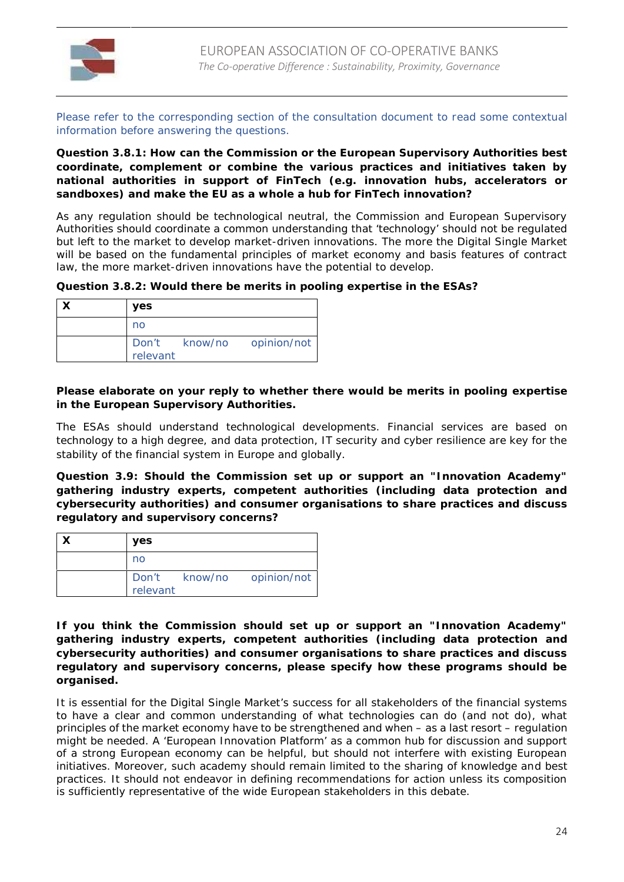Please refer to the corresponding section of the consultation document to read some contextual information before answering the questions.

**Question 3.8.1: How can the Commission or the European Supervisory Authorities best coordinate, complement or combine the various practices and initiatives taken by national authorities in support of FinTech (e.g. innovation hubs, accelerators or sandboxes) and make the EU as a whole a hub for FinTech innovation?**

As any regulation should be technological neutral, the Commission and European Supervisory Authorities should coordinate a common understanding that 'technology' should not be regulated but left to the market to develop market-driven innovations. The more the Digital Single Market will be based on the fundamental principles of market economy and basis features of contract law, the more market-driven innovations have the potential to develop.

**Question 3.8.2: Would there be merits in pooling expertise in the ESAs?**

| | |
|---|---|
| X | **yes** |
| | no |
| | Don't know/no opinion/not relevant |

**Please elaborate on your reply to whether there would be merits in pooling expertise in the European Supervisory Authorities.**

The ESAs should understand technological developments. Financial services are based on technology to a high degree, and data protection, IT security and cyber resilience are key for the stability of the financial system in Europe and globally.

**Question 3.9: Should the Commission set up or support an "Innovation Academy" gathering industry experts, competent authorities (including data protection and cybersecurity authorities) and consumer organisations to share practices and discuss regulatory and supervisory concerns?**

| | |
|---|---|
| X | **yes** |
| | no |
| | Don't know/no opinion/not relevant |

**If you think the Commission should set up or support an "Innovation Academy" gathering industry experts, competent authorities (including data protection and cybersecurity authorities) and consumer organisations to share practices and discuss regulatory and supervisory concerns, please specify how these programs should be organised.**

It is essential for the Digital Single Market's success for all stakeholders of the financial systems to have a clear and common understanding of what technologies can do (and not do), what principles of the market economy have to be strengthened and when – as a last resort – regulation might be needed. A 'European Innovation Platform' as a common hub for discussion and support of a strong European economy can be helpful, but should not interfere with existing European initiatives. Moreover, such academy should remain limited to the sharing of knowledge and best practices. It should not endeavor in defining recommendations for action unless its composition is sufficiently representative of the wide European stakeholders in this debate.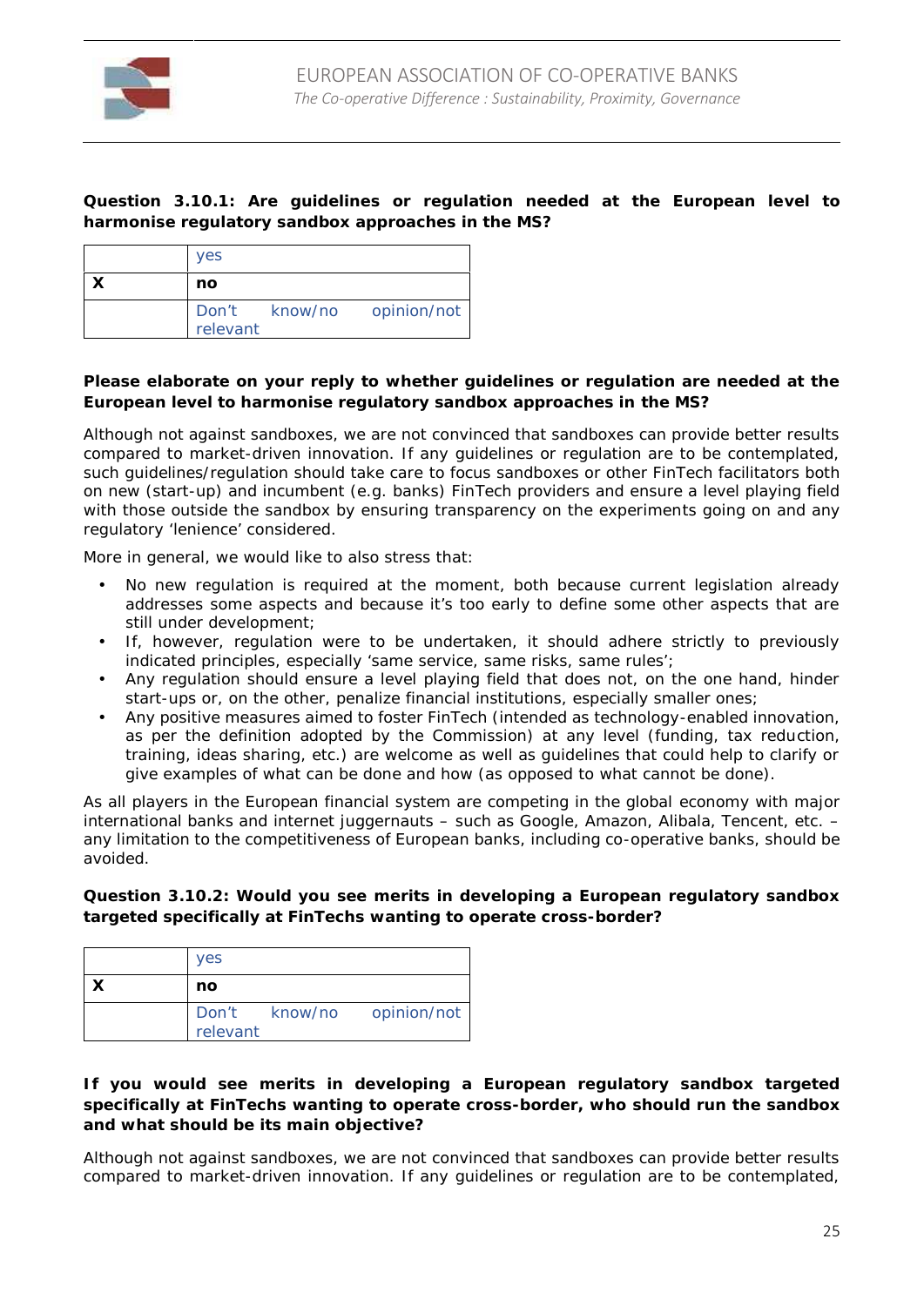**Question 3.10.1: Are guidelines or regulation needed at the European level to harmonise regulatory sandbox approaches in the MS?**

| | |
|---|---|
| | yes |
| X | **no** |
| | Don't know/no opinion/not relevant |

**Please elaborate on your reply to whether guidelines or regulation are needed at the European level to harmonise regulatory sandbox approaches in the MS?**

Although not against sandboxes, we are not convinced that sandboxes can provide better results compared to market-driven innovation. If any guidelines or regulation are to be contemplated, such guidelines/regulation should take care to focus sandboxes or other FinTech facilitators both on new (start-up) and incumbent (e.g. banks) FinTech providers and ensure a level playing field with those outside the sandbox by ensuring transparency on the experiments going on and any regulatory 'lenience' considered.

More in general, we would like to also stress that:

- No new regulation is required at the moment, both because current legislation already addresses some aspects and because it's too early to define some other aspects that are still under development;
- If, however, regulation were to be undertaken, it should adhere strictly to previously indicated principles, especially 'same service, same risks, same rules';
- Any regulation should ensure a level playing field that does not, on the one hand, hinder start-ups or, on the other, penalize financial institutions, especially smaller ones;
- Any positive measures aimed to foster FinTech (intended as technology-enabled innovation, as per the definition adopted by the Commission) at any level (funding, tax reduction, training, ideas sharing, etc.) are welcome as well as guidelines that could help to clarify or give examples of what can be done and how (as opposed to what cannot be done).

As all players in the European financial system are competing in the global economy with major international banks and internet juggernauts – such as Google, Amazon, Alibala, Tencent, etc. – any limitation to the competitiveness of European banks, including co-operative banks, should be avoided.

**Question 3.10.2: Would you see merits in developing a European regulatory sandbox targeted specifically at FinTechs wanting to operate cross-border?**

| | |
|---|---|
| | yes |
| X | **no** |
| | Don't know/no opinion/not relevant |

**If you would see merits in developing a European regulatory sandbox targeted specifically at FinTechs wanting to operate cross-border, who should run the sandbox and what should be its main objective?**

Although not against sandboxes, we are not convinced that sandboxes can provide better results compared to market-driven innovation. If any guidelines or regulation are to be contemplated,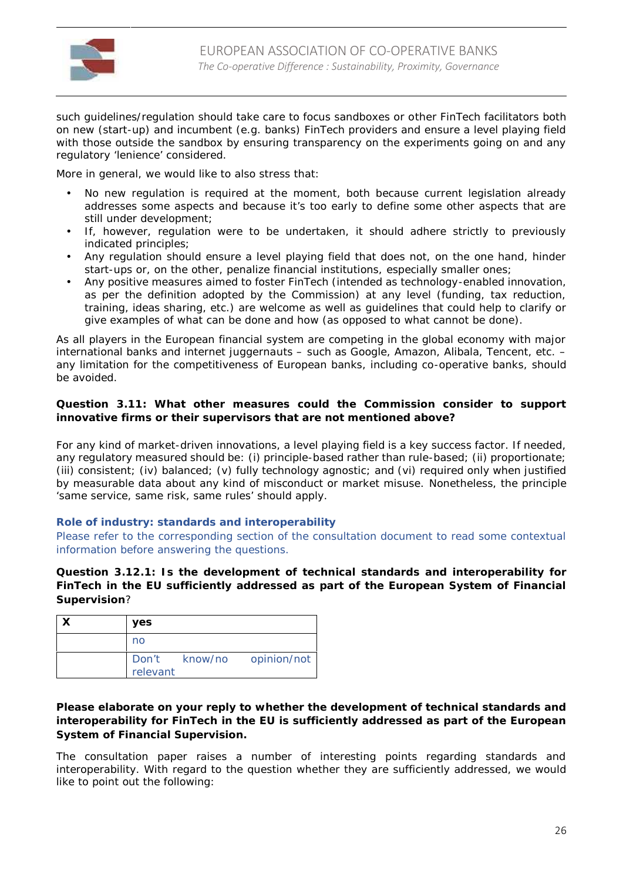such guidelines/regulation should take care to focus sandboxes or other FinTech facilitators both on new (start-up) and incumbent (e.g. banks) FinTech providers and ensure a level playing field with those outside the sandbox by ensuring transparency on the experiments going on and any regulatory 'lenience' considered.

More in general, we would like to also stress that:

- No new regulation is required at the moment, both because current legislation already addresses some aspects and because it's too early to define some other aspects that are still under development;
- If, however, regulation were to be undertaken, it should adhere strictly to previously indicated principles;
- Any regulation should ensure a level playing field that does not, on the one hand, hinder start-ups or, on the other, penalize financial institutions, especially smaller ones;
- Any positive measures aimed to foster FinTech (intended as technology-enabled innovation, as per the definition adopted by the Commission) at any level (funding, tax reduction, training, ideas sharing, etc.) are welcome as well as guidelines that could help to clarify or give examples of what can be done and how (as opposed to what cannot be done).

As all players in the European financial system are competing in the global economy with major international banks and internet juggernauts – such as Google, Amazon, Alibala, Tencent, etc. – any limitation for the competitiveness of European banks, including co-operative banks, should be avoided.

**Question 3.11: What other measures could the Commission consider to support innovative firms or their supervisors that are not mentioned above?**

For any kind of market-driven innovations, a level playing field is a key success factor. If needed, any regulatory measured should be: (i) principle-based rather than rule-based; (ii) proportionate; (iii) consistent; (iv) balanced; (v) fully technology agnostic; and (vi) required only when justified by measurable data about any kind of misconduct or market misuse. Nonetheless, the principle 'same service, same risk, same rules' should apply.

**Role of industry: standards and interoperability**

Please refer to the corresponding section of the consultation document to read some contextual information before answering the questions.

**Question 3.12.1: Is the development of technical standards and interoperability for FinTech in the EU sufficiently addressed as part of the European System of Financial Supervision**?

| | |
|---|---|
| **X** | **yes** |
| | no |
| | Don't know/no opinion/not relevant |

**Please elaborate on your reply to whether the development of technical standards and interoperability for FinTech in the EU is sufficiently addressed as part of the European System of Financial Supervision.**

The consultation paper raises a number of interesting points regarding standards and interoperability. With regard to the question whether they are sufficiently addressed, we would like to point out the following: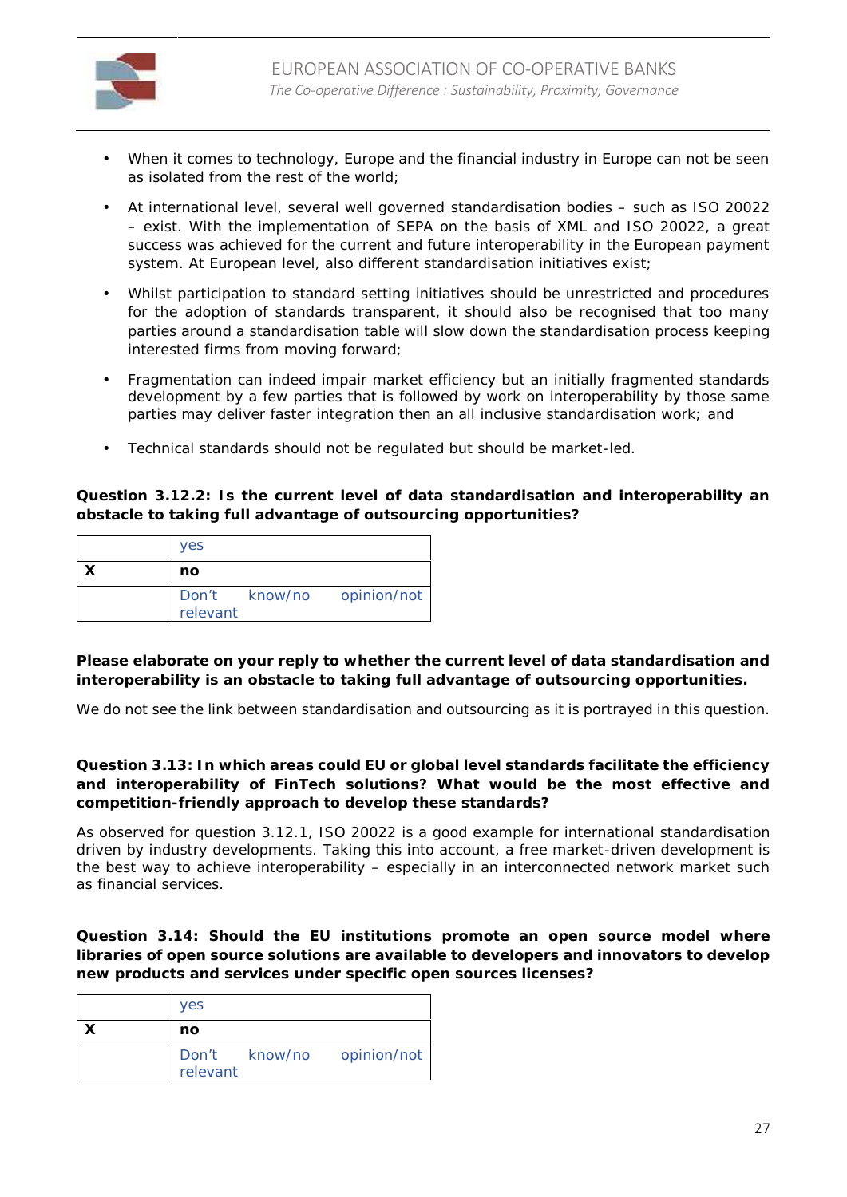- When it comes to technology, Europe and the financial industry in Europe can not be seen as isolated from the rest of the world;
- At international level, several well governed standardisation bodies – such as ISO 20022 – exist. With the implementation of SEPA on the basis of XML and ISO 20022, a great success was achieved for the current and future interoperability in the European payment system. At European level, also different standardisation initiatives exist;
- Whilst participation to standard setting initiatives should be unrestricted and procedures for the adoption of standards transparent, it should also be recognised that too many parties around a standardisation table will slow down the standardisation process keeping interested firms from moving forward;
- Fragmentation can indeed impair market efficiency but an initially fragmented standards development by a few parties that is followed by work on interoperability by those same parties may deliver faster integration then an all inclusive standardisation work; and
- Technical standards should not be regulated but should be market-led.

**Question 3.12.2: Is the current level of data standardisation and interoperability an obstacle to taking full advantage of outsourcing opportunities?**

| | |
|---|---|
| | yes |
| X | **no** |
| | Don't know/no opinion/not relevant |

**Please elaborate on your reply to whether the current level of data standardisation and interoperability is an obstacle to taking full advantage of outsourcing opportunities.**

We do not see the link between standardisation and outsourcing as it is portrayed in this question.

**Question 3.13: In which areas could EU or global level standards facilitate the efficiency and interoperability of FinTech solutions? What would be the most effective and competition-friendly approach to develop these standards?**

As observed for question 3.12.1, ISO 20022 is a good example for international standardisation driven by industry developments. Taking this into account, a free market-driven development is the best way to achieve interoperability – especially in an interconnected network market such as financial services.

**Question 3.14: Should the EU institutions promote an open source model where libraries of open source solutions are available to developers and innovators to develop new products and services under specific open sources licenses?**

| | |
|---|---|
| | yes |
| X | **no** |
| | Don't know/no opinion/not relevant |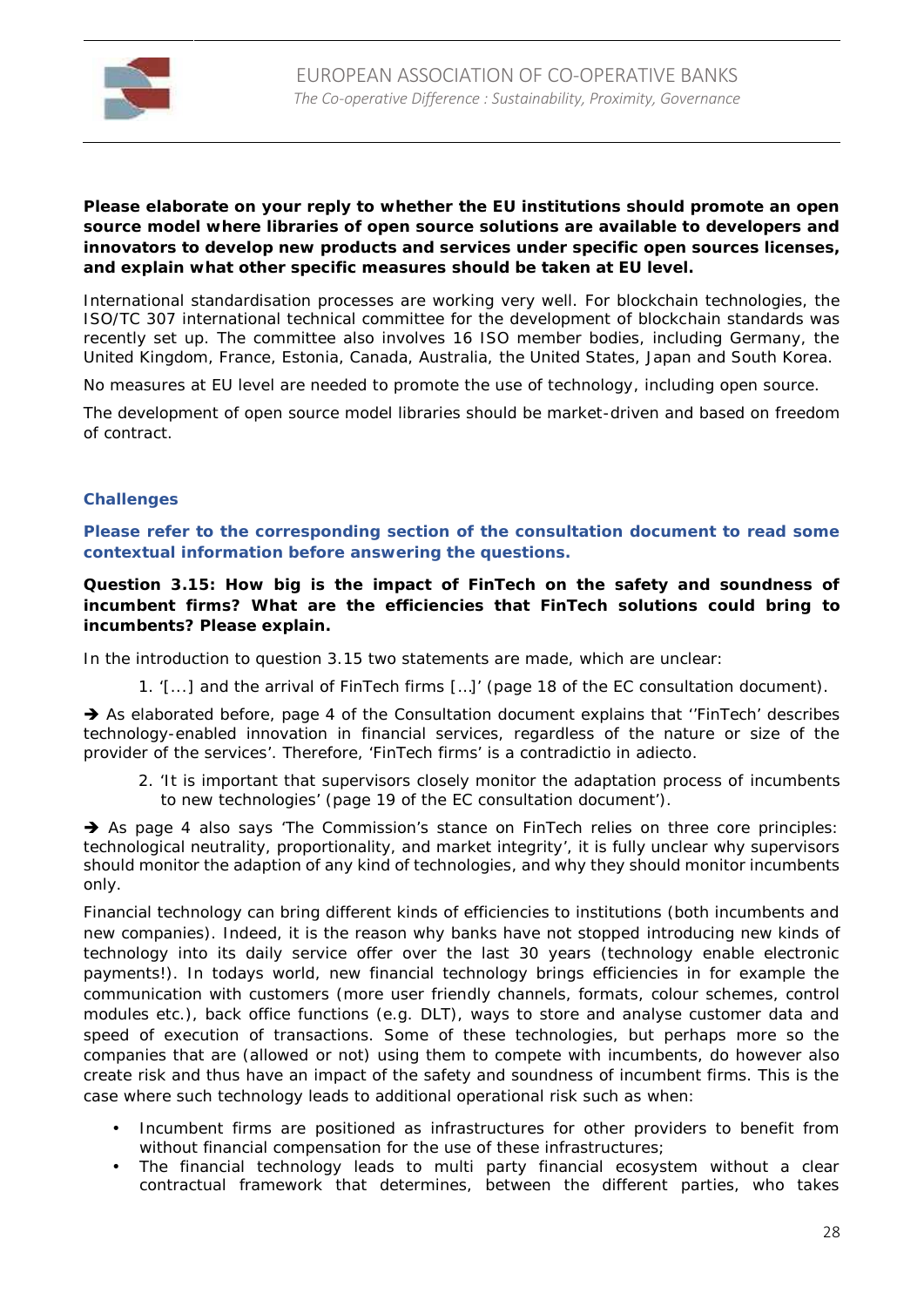**Please elaborate on your reply to whether the EU institutions should promote an open source model where libraries of open source solutions are available to developers and innovators to develop new products and services under specific open sources licenses, and explain what other specific measures should be taken at EU level.**

International standardisation processes are working very well. For blockchain technologies, the ISO/TC 307 international technical committee for the development of blockchain standards was recently set up. The committee also involves 16 ISO member bodies, including Germany, the United Kingdom, France, Estonia, Canada, Australia, the United States, Japan and South Korea.

No measures at EU level are needed to promote the use of technology, including open source.

The development of open source model libraries should be market-driven and based on freedom of contract.

### Challenges

**Please refer to the corresponding section of the consultation document to read some contextual information before answering the questions.**

**Question 3.15: How big is the impact of FinTech on the safety and soundness of incumbent firms? What are the efficiencies that FinTech solutions could bring to incumbents? Please explain.**

In the introduction to question 3.15 two statements are made, which are unclear:

1. '[...] and the arrival of FinTech firms […]' (page 18 of the EC consultation document).

➔ As elaborated before, page 4 of the Consultation document explains that ''FinTech' describes technology-enabled innovation in financial services, regardless of the nature or size of the provider of the services'. Therefore, 'FinTech firms' is a contradictio in adiecto.

2. 'It is important that supervisors closely monitor the adaptation process of incumbents to new technologies' (page 19 of the EC consultation document').

➔ As page 4 also says 'The Commission's stance on FinTech relies on three core principles: technological neutrality, proportionality, and market integrity', it is fully unclear why supervisors should monitor the adaption of any kind of technologies, and why they should monitor incumbents only.

Financial technology can bring different kinds of efficiencies to institutions (both incumbents and new companies). Indeed, it is the reason why banks have not stopped introducing new kinds of technology into its daily service offer over the last 30 years (technology enable electronic payments!). In todays world, new financial technology brings efficiencies in for example the communication with customers (more user friendly channels, formats, colour schemes, control modules etc.), back office functions (e.g. DLT), ways to store and analyse customer data and speed of execution of transactions. Some of these technologies, but perhaps more so the companies that are (allowed or not) using them to compete with incumbents, do however also create risk and thus have an impact of the safety and soundness of incumbent firms. This is the case where such technology leads to additional operational risk such as when:

- Incumbent firms are positioned as infrastructures for other providers to benefit from without financial compensation for the use of these infrastructures;
- The financial technology leads to multi party financial ecosystem without a clear contractual framework that determines, between the different parties, who takes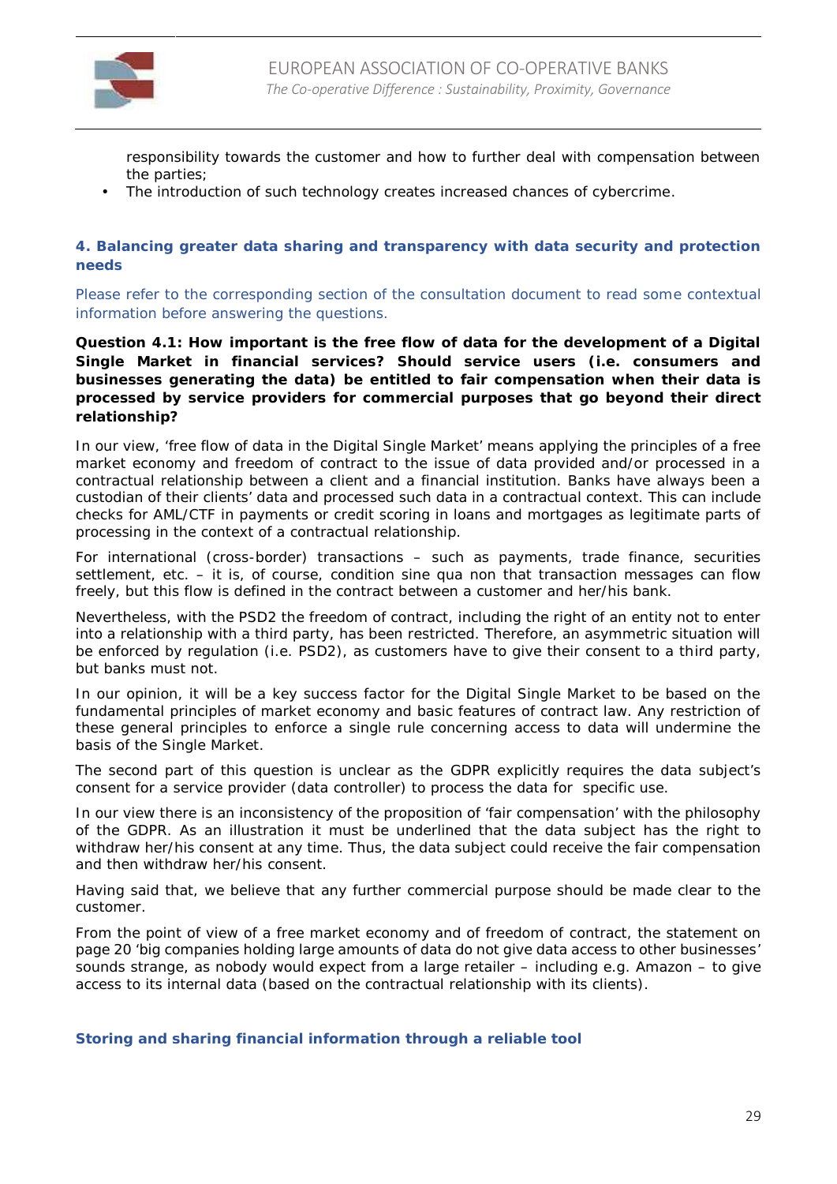responsibility towards the customer and how to further deal with compensation between the parties;

- The introduction of such technology creates increased chances of cybercrime.

## 4. Balancing greater data sharing and transparency with data security and protection needs

Please refer to the corresponding section of the consultation document to read some contextual information before answering the questions.

**Question 4.1: How important is the free flow of data for the development of a Digital Single Market in financial services? Should service users (i.e. consumers and businesses generating the data) be entitled to fair compensation when their data is processed by service providers for commercial purposes that go beyond their direct relationship?**

In our view, 'free flow of data in the Digital Single Market' means applying the principles of a free market economy and freedom of contract to the issue of data provided and/or processed in a contractual relationship between a client and a financial institution. Banks have always been a custodian of their clients' data and processed such data in a contractual context. This can include checks for AML/CTF in payments or credit scoring in loans and mortgages as legitimate parts of processing in the context of a contractual relationship.

For international (cross-border) transactions – such as payments, trade finance, securities settlement, etc. – it is, of course, condition sine qua non that transaction messages can flow freely, but this flow is defined in the contract between a customer and her/his bank.

Nevertheless, with the PSD2 the freedom of contract, including the right of an entity not to enter into a relationship with a third party, has been restricted. Therefore, an asymmetric situation will be enforced by regulation (i.e. PSD2), as customers have to give their consent to a third party, but banks must not.

In our opinion, it will be a key success factor for the Digital Single Market to be based on the fundamental principles of market economy and basic features of contract law. Any restriction of these general principles to enforce a single rule concerning access to data will undermine the basis of the Single Market.

The second part of this question is unclear as the GDPR explicitly requires the data subject's consent for a service provider (data controller) to process the data for specific use.

In our view there is an inconsistency of the proposition of 'fair compensation' with the philosophy of the GDPR. As an illustration it must be underlined that the data subject has the right to withdraw her/his consent at any time. Thus, the data subject could receive the fair compensation and then withdraw her/his consent.

Having said that, we believe that any further commercial purpose should be made clear to the customer.

From the point of view of a free market economy and of freedom of contract, the statement on page 20 'big companies holding large amounts of data do not give data access to other businesses' sounds strange, as nobody would expect from a large retailer – including e.g. Amazon – to give access to its internal data (based on the contractual relationship with its clients).

### Storing and sharing financial information through a reliable tool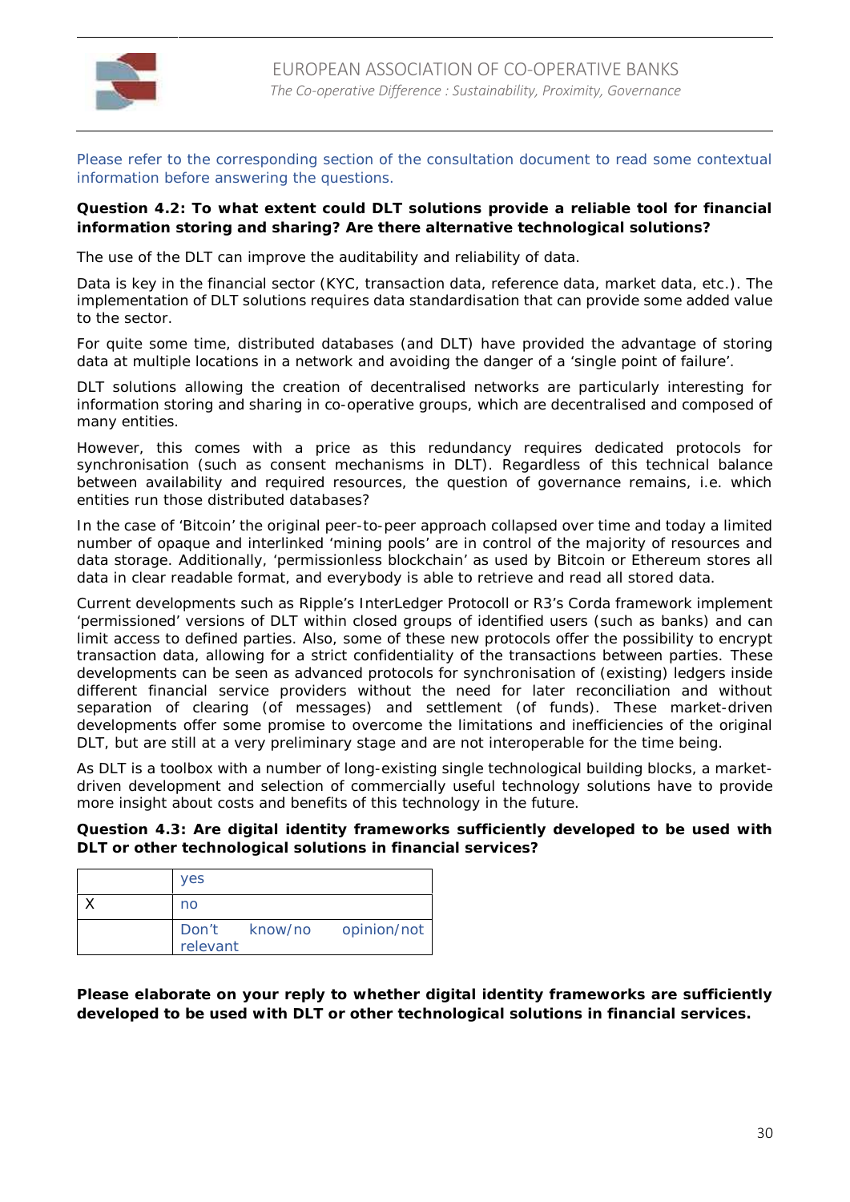Please refer to the corresponding section of the consultation document to read some contextual information before answering the questions.

**Question 4.2: To what extent could DLT solutions provide a reliable tool for financial information storing and sharing? Are there alternative technological solutions?**

The use of the DLT can improve the auditability and reliability of data.

Data is key in the financial sector (KYC, transaction data, reference data, market data, etc.). The implementation of DLT solutions requires data standardisation that can provide some added value to the sector.

For quite some time, distributed databases (and DLT) have provided the advantage of storing data at multiple locations in a network and avoiding the danger of a 'single point of failure'.

DLT solutions allowing the creation of decentralised networks are particularly interesting for information storing and sharing in co-operative groups, which are decentralised and composed of many entities.

However, this comes with a price as this redundancy requires dedicated protocols for synchronisation (such as consent mechanisms in DLT). Regardless of this technical balance between availability and required resources, the question of governance remains, i.e. which entities run those distributed databases?

In the case of 'Bitcoin' the original peer-to-peer approach collapsed over time and today a limited number of opaque and interlinked 'mining pools' are in control of the majority of resources and data storage. Additionally, 'permissionless blockchain' as used by Bitcoin or Ethereum stores all data in clear readable format, and everybody is able to retrieve and read all stored data.

Current developments such as Ripple's InterLedger Protocoll or R3's Corda framework implement 'permissioned' versions of DLT within closed groups of identified users (such as banks) and can limit access to defined parties. Also, some of these new protocols offer the possibility to encrypt transaction data, allowing for a strict confidentiality of the transactions between parties. These developments can be seen as advanced protocols for synchronisation of (existing) ledgers inside different financial service providers without the need for later reconciliation and without separation of clearing (of messages) and settlement (of funds). These market-driven developments offer some promise to overcome the limitations and inefficiencies of the original DLT, but are still at a very preliminary stage and are not interoperable for the time being.

As DLT is a toolbox with a number of long-existing single technological building blocks, a market-driven development and selection of commercially useful technology solutions have to provide more insight about costs and benefits of this technology in the future.

**Question 4.3: Are digital identity frameworks sufficiently developed to be used with DLT or other technological solutions in financial services?**

| | |
|---|---|
| | yes |
| X | no |
| | Don't know/no opinion/not relevant |

**Please elaborate on your reply to whether digital identity frameworks are sufficiently developed to be used with DLT or other technological solutions in financial services.**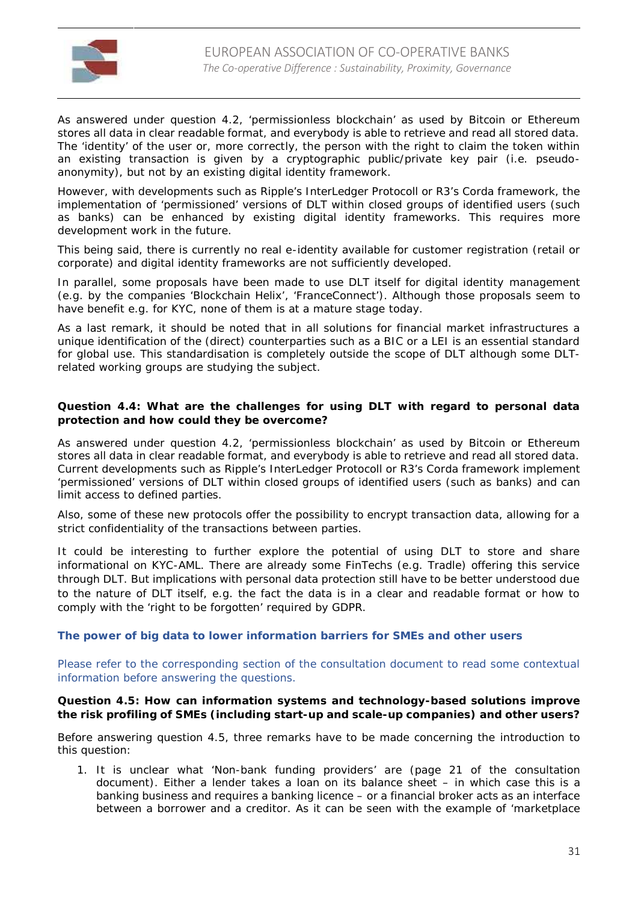As answered under question 4.2, 'permissionless blockchain' as used by Bitcoin or Ethereum stores all data in clear readable format, and everybody is able to retrieve and read all stored data. The 'identity' of the user or, more correctly, the person with the right to claim the token within an existing transaction is given by a cryptographic public/private key pair (i.e. pseudo-anonymity), but not by an existing digital identity framework.

However, with developments such as Ripple's InterLedger Protocoll or R3's Corda framework, the implementation of 'permissioned' versions of DLT within closed groups of identified users (such as banks) can be enhanced by existing digital identity frameworks. This requires more development work in the future.

This being said, there is currently no real e-identity available for customer registration (retail or corporate) and digital identity frameworks are not sufficiently developed.

In parallel, some proposals have been made to use DLT itself for digital identity management (e.g. by the companies 'Blockchain Helix', 'FranceConnect'). Although those proposals seem to have benefit e.g. for KYC, none of them is at a mature stage today.

As a last remark, it should be noted that in all solutions for financial market infrastructures a unique identification of the (direct) counterparties such as a BIC or a LEI is an essential standard for global use. This standardisation is completely outside the scope of DLT although some DLT-related working groups are studying the subject.

**Question 4.4: What are the challenges for using DLT with regard to personal data protection and how could they be overcome?**

As answered under question 4.2, 'permissionless blockchain' as used by Bitcoin or Ethereum stores all data in clear readable format, and everybody is able to retrieve and read all stored data. Current developments such as Ripple's InterLedger Protocoll or R3's Corda framework implement 'permissioned' versions of DLT within closed groups of identified users (such as banks) and can limit access to defined parties.

Also, some of these new protocols offer the possibility to encrypt transaction data, allowing for a strict confidentiality of the transactions between parties.

It could be interesting to further explore the potential of using DLT to store and share informational on KYC-AML. There are already some FinTechs (e.g. Tradle) offering this service through DLT. But implications with personal data protection still have to be better understood due to the nature of DLT itself, e.g. the fact the data is in a clear and readable format or how to comply with the 'right to be forgotten' required by GDPR.

### The power of big data to lower information barriers for SMEs and other users

Please refer to the corresponding section of the consultation document to read some contextual information before answering the questions.

**Question 4.5: How can information systems and technology-based solutions improve the risk profiling of SMEs (including start-up and scale-up companies) and other users?**

Before answering question 4.5, three remarks have to be made concerning the introduction to this question:

1. It is unclear what 'Non-bank funding providers' are (page 21 of the consultation document). Either a lender takes a loan on its balance sheet – in which case this is a banking business and requires a banking licence – or a financial broker acts as an interface between a borrower and a creditor. As it can be seen with the example of 'marketplace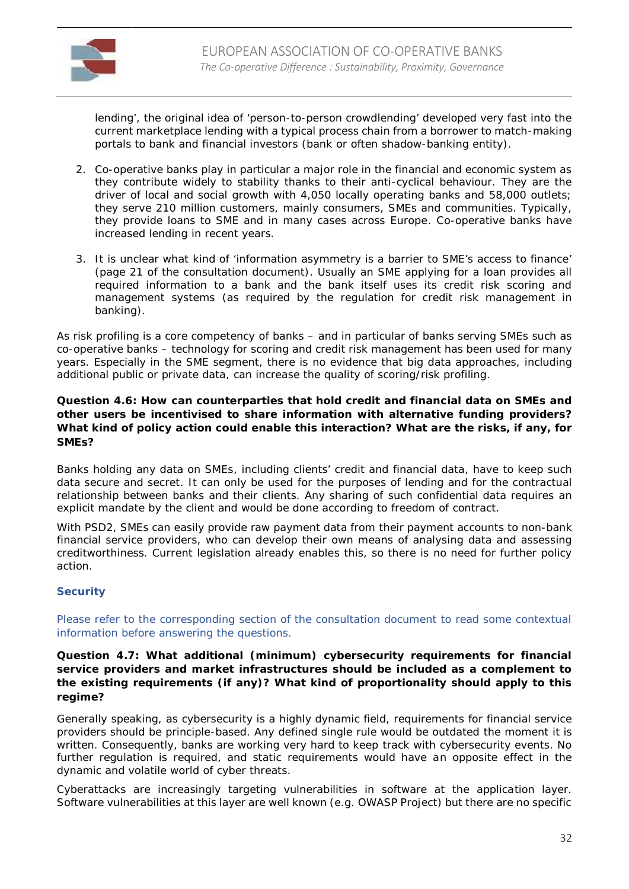lending', the original idea of 'person-to-person crowdlending' developed very fast into the current marketplace lending with a typical process chain from a borrower to match-making portals to bank and financial investors (bank or often shadow-banking entity).

2. Co-operative banks play in particular a major role in the financial and economic system as they contribute widely to stability thanks to their anti-cyclical behaviour. They are the driver of local and social growth with 4,050 locally operating banks and 58,000 outlets; they serve 210 million customers, mainly consumers, SMEs and communities. Typically, they provide loans to SME and in many cases across Europe. Co-operative banks have increased lending in recent years.

3. It is unclear what kind of 'information asymmetry is a barrier to SME's access to finance' (page 21 of the consultation document). Usually an SME applying for a loan provides all required information to a bank and the bank itself uses its credit risk scoring and management systems (as required by the regulation for credit risk management in banking).

As risk profiling is a core competency of banks – and in particular of banks serving SMEs such as co-operative banks – technology for scoring and credit risk management has been used for many years. Especially in the SME segment, there is no evidence that big data approaches, including additional public or private data, can increase the quality of scoring/risk profiling.

**Question 4.6: How can counterparties that hold credit and financial data on SMEs and other users be incentivised to share information with alternative funding providers? What kind of policy action could enable this interaction? What are the risks, if any, for SMEs?**

Banks holding any data on SMEs, including clients' credit and financial data, have to keep such data secure and secret. It can only be used for the purposes of lending and for the contractual relationship between banks and their clients. Any sharing of such confidential data requires an explicit mandate by the client and would be done according to freedom of contract.

With PSD2, SMEs can easily provide raw payment data from their payment accounts to non-bank financial service providers, who can develop their own means of analysing data and assessing creditworthiness. Current legislation already enables this, so there is no need for further policy action.

### Security

Please refer to the corresponding section of the consultation document to read some contextual information before answering the questions.

**Question 4.7: What additional (minimum) cybersecurity requirements for financial service providers and market infrastructures should be included as a complement to the existing requirements (if any)? What kind of proportionality should apply to this regime?**

Generally speaking, as cybersecurity is a highly dynamic field, requirements for financial service providers should be principle-based. Any defined single rule would be outdated the moment it is written. Consequently, banks are working very hard to keep track with cybersecurity events. No further regulation is required, and static requirements would have an opposite effect in the dynamic and volatile world of cyber threats.

Cyberattacks are increasingly targeting vulnerabilities in software at the application layer. Software vulnerabilities at this layer are well known (e.g. OWASP Project) but there are no specific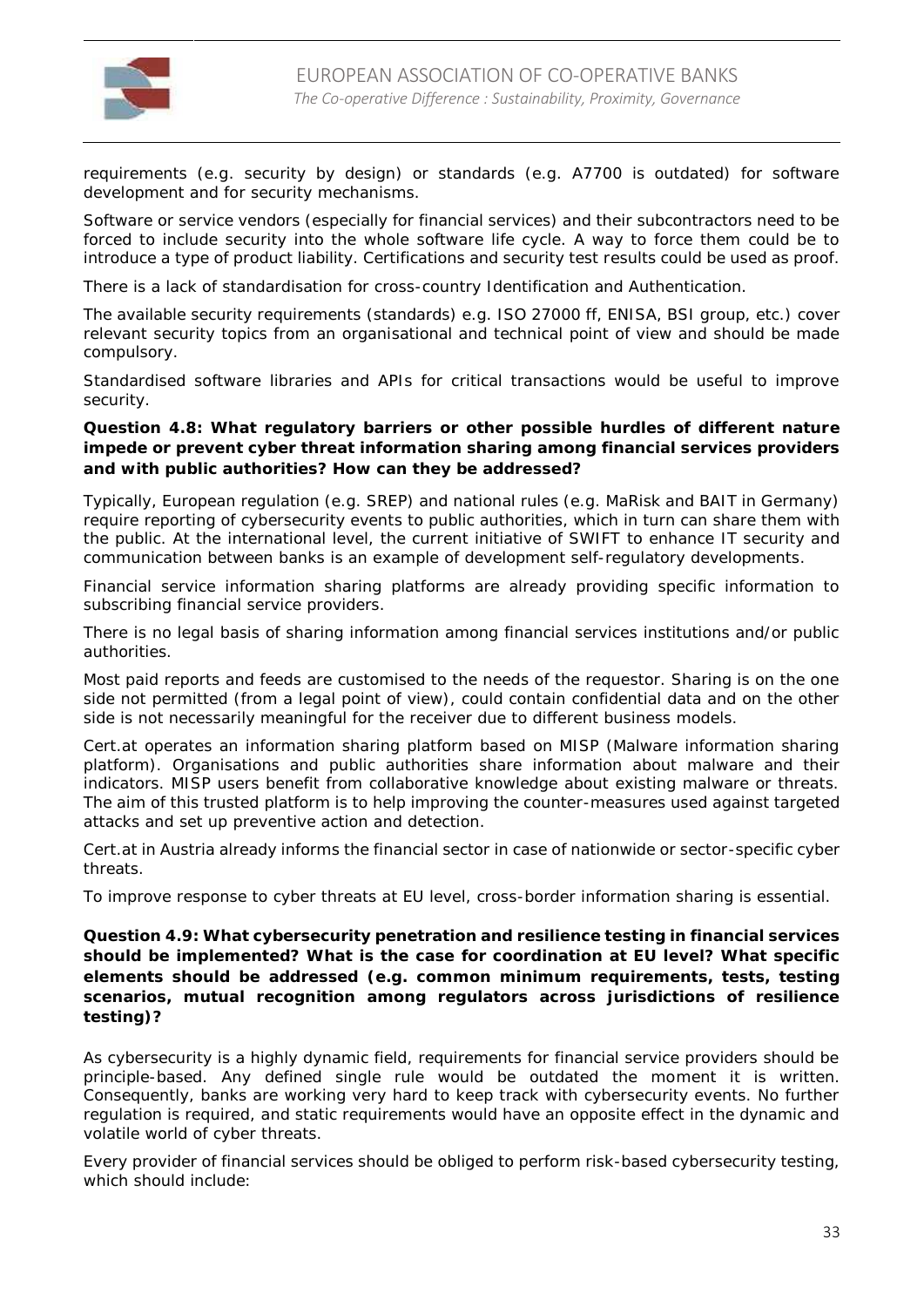requirements (e.g. security by design) or standards (e.g. A7700 is outdated) for software development and for security mechanisms.

Software or service vendors (especially for financial services) and their subcontractors need to be forced to include security into the whole software life cycle. A way to force them could be to introduce a type of product liability. Certifications and security test results could be used as proof.

There is a lack of standardisation for cross-country Identification and Authentication.

The available security requirements (standards) e.g. ISO 27000 ff, ENISA, BSI group, etc.) cover relevant security topics from an organisational and technical point of view and should be made compulsory.

Standardised software libraries and APIs for critical transactions would be useful to improve security.

**Question 4.8: What regulatory barriers or other possible hurdles of different nature impede or prevent cyber threat information sharing among financial services providers and with public authorities? How can they be addressed?**

Typically, European regulation (e.g. SREP) and national rules (e.g. MaRisk and BAIT in Germany) require reporting of cybersecurity events to public authorities, which in turn can share them with the public. At the international level, the current initiative of SWIFT to enhance IT security and communication between banks is an example of development self-regulatory developments.

Financial service information sharing platforms are already providing specific information to subscribing financial service providers.

There is no legal basis of sharing information among financial services institutions and/or public authorities.

Most paid reports and feeds are customised to the needs of the requestor. Sharing is on the one side not permitted (from a legal point of view), could contain confidential data and on the other side is not necessarily meaningful for the receiver due to different business models.

Cert.at operates an information sharing platform based on MISP (Malware information sharing platform). Organisations and public authorities share information about malware and their indicators. MISP users benefit from collaborative knowledge about existing malware or threats. The aim of this trusted platform is to help improving the counter-measures used against targeted attacks and set up preventive action and detection.

Cert.at in Austria already informs the financial sector in case of nationwide or sector-specific cyber threats.

To improve response to cyber threats at EU level, cross-border information sharing is essential.

**Question 4.9: What cybersecurity penetration and resilience testing in financial services should be implemented? What is the case for coordination at EU level? What specific elements should be addressed (e.g. common minimum requirements, tests, testing scenarios, mutual recognition among regulators across jurisdictions of resilience testing)?**

As cybersecurity is a highly dynamic field, requirements for financial service providers should be principle-based. Any defined single rule would be outdated the moment it is written. Consequently, banks are working very hard to keep track with cybersecurity events. No further regulation is required, and static requirements would have an opposite effect in the dynamic and volatile world of cyber threats.

Every provider of financial services should be obliged to perform risk-based cybersecurity testing, which should include: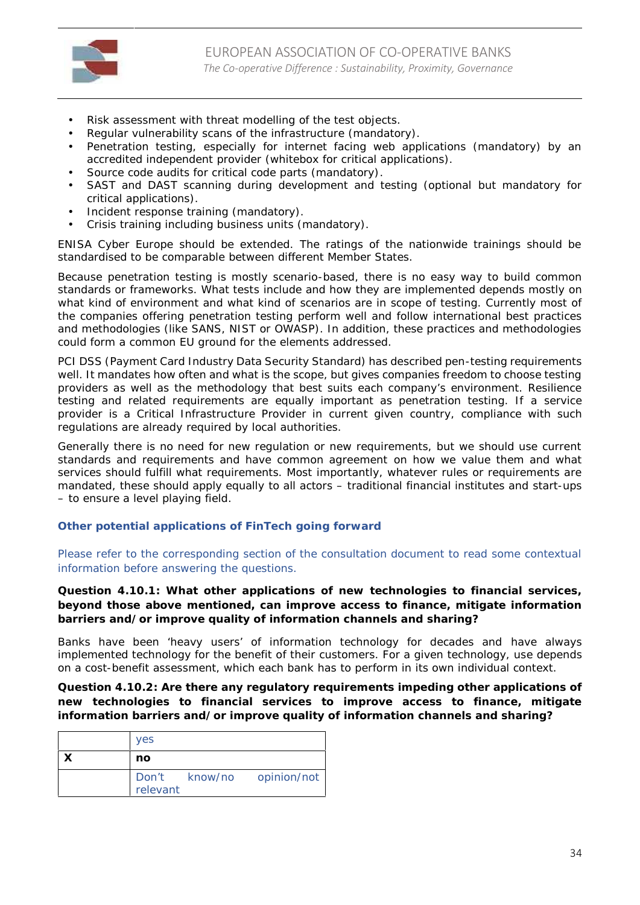- Risk assessment with threat modelling of the test objects.
- Regular vulnerability scans of the infrastructure (mandatory).
- Penetration testing, especially for internet facing web applications (mandatory) by an accredited independent provider (whitebox for critical applications).
- Source code audits for critical code parts (mandatory).
- SAST and DAST scanning during development and testing (optional but mandatory for critical applications).
- Incident response training (mandatory).
- Crisis training including business units (mandatory).

ENISA Cyber Europe should be extended. The ratings of the nationwide trainings should be standardised to be comparable between different Member States.

Because penetration testing is mostly scenario-based, there is no easy way to build common standards or frameworks. What tests include and how they are implemented depends mostly on what kind of environment and what kind of scenarios are in scope of testing. Currently most of the companies offering penetration testing perform well and follow international best practices and methodologies (like SANS, NIST or OWASP). In addition, these practices and methodologies could form a common EU ground for the elements addressed.

PCI DSS (Payment Card Industry Data Security Standard) has described pen-testing requirements well. It mandates how often and what is the scope, but gives companies freedom to choose testing providers as well as the methodology that best suits each company's environment. Resilience testing and related requirements are equally important as penetration testing. If a service provider is a Critical Infrastructure Provider in current given country, compliance with such regulations are already required by local authorities.

Generally there is no need for new regulation or new requirements, but we should use current standards and requirements and have common agreement on how we value them and what services should fulfill what requirements. Most importantly, whatever rules or requirements are mandated, these should apply equally to all actors – traditional financial institutes and start-ups – to ensure a level playing field.

### Other potential applications of FinTech going forward

Please refer to the corresponding section of the consultation document to read some contextual information before answering the questions.

**Question 4.10.1: What other applications of new technologies to financial services, beyond those above mentioned, can improve access to finance, mitigate information barriers and/or improve quality of information channels and sharing?**

Banks have been 'heavy users' of information technology for decades and have always implemented technology for the benefit of their customers. For a given technology, use depends on a cost-benefit assessment, which each bank has to perform in its own individual context.

**Question 4.10.2: Are there any regulatory requirements impeding other applications of new technologies to financial services to improve access to finance, mitigate information barriers and/or improve quality of information channels and sharing?**

| | |
|---|---|
| | yes |
| X | **no** |
| | Don't know/no opinion/not relevant |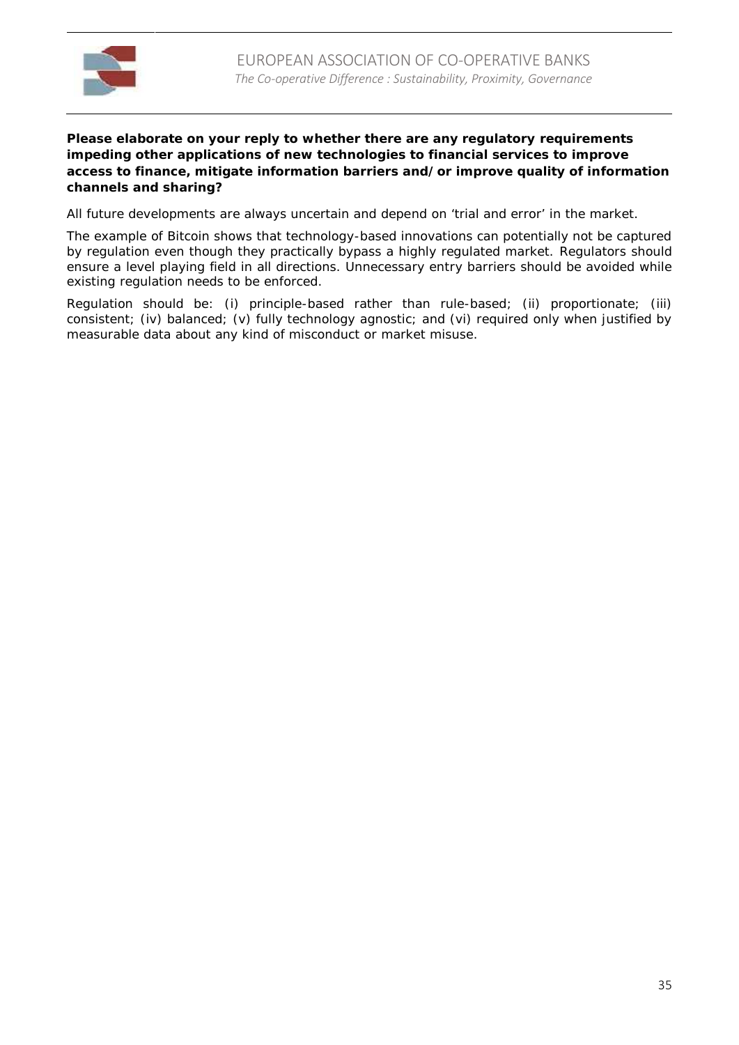**Please elaborate on your reply to whether there are any regulatory requirements impeding other applications of new technologies to financial services to improve access to finance, mitigate information barriers and/or improve quality of information channels and sharing?**

All future developments are always uncertain and depend on 'trial and error' in the market.

The example of Bitcoin shows that technology-based innovations can potentially not be captured by regulation even though they practically bypass a highly regulated market. Regulators should ensure a level playing field in all directions. Unnecessary entry barriers should be avoided while existing regulation needs to be enforced.

Regulation should be: (i) principle-based rather than rule-based; (ii) proportionate; (iii) consistent; (iv) balanced; (v) fully technology agnostic; and (vi) required only when justified by measurable data about any kind of misconduct or market misuse.